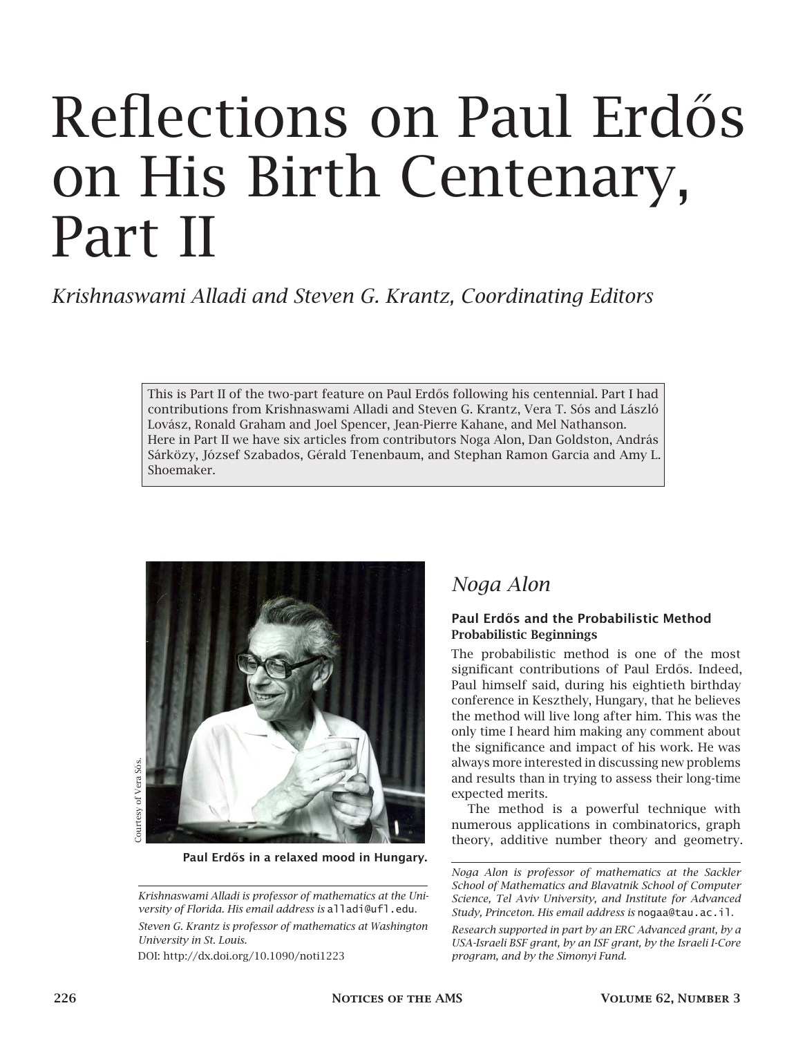# Reflections on Paul Erdős on His Birth Centenary, Part II

*Krishnaswami Alladi and Steven G. Krantz, Coordinating Editors*

This is Part II of the two-part feature on Paul Erdős following his centennial. Part I had contributions from Krishnaswami Alladi and Steven G. Krantz, Vera T. Sós and László Lovász, Ronald Graham and Joel Spencer, Jean-Pierre Kahane, and Mel Nathanson. Here in Part II we have six articles from contributors Noga Alon, Dan Goldston, András Sárközy, József Szabados, Gérald Tenenbaum, and Stephan Ramon Garcia and Amy L. Shoemaker.

Courtesy of Vera Sós.

**Paul Erdős in a relaxed mood in Hungary.**

*Krishnaswami Alladi is professor of mathematics at the University of Florida. His email address is* alladi@ufl.edu.

*Steven G. Krantz is professor of mathematics at Washington University in St. Louis.*

DOI: http://dx.doi.org/10.1090/noti1223

## *Noga Alon*

### Paul Erdős and the Probabilistic Method

#### Probabilistic Beginnings

The probabilistic method is one of the most significant contributions of Paul Erdős. Indeed, Paul himself said, during his eightieth birthday conference in Keszthely, Hungary, that he believes the method will live long after him. This was the only time I heard him making any comment about the significance and impact of his work. He was always more interested in discussing new problems and results than in trying to assess their long-time expected merits.

The method is a powerful technique with numerous applications in combinatorics, graph theory, additive number theory and geometry.

*Noga Alon is professor of mathematics at the Sackler School of Mathematics and Blavatnik School of Computer Science, Tel Aviv University, and Institute for Advanced Study, Princeton. His email address is* nogaa@tau.ac.il.

*Research supported in part by an ERC Advanced grant, by a USA-Israeli BSF grant, by an ISF grant, by the Israeli I-Core program, and by the Simonyi Fund.*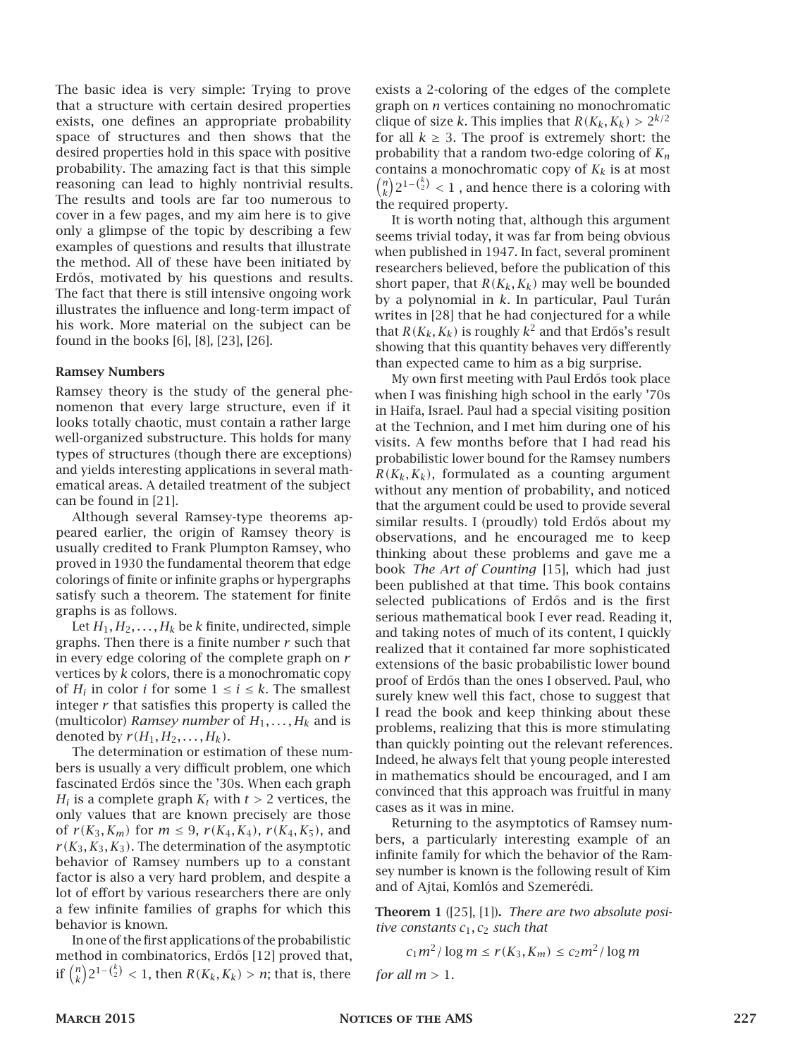The basic idea is very simple: Trying to prove that a structure with certain desired properties exists, one defines an appropriate probability space of structures and then shows that the desired properties hold in this space with positive probability. The amazing fact is that this simple reasoning can lead to highly nontrivial results. The results and tools are far too numerous to cover in a few pages, and my aim here is to give only a glimpse of the topic by describing a few examples of questions and results that illustrate the method. All of these have been initiated by Erdős, motivated by his questions and results. The fact that there is still intensive ongoing work illustrates the influence and long-term impact of his work. More material on the subject can be found in the books [6], [8], [23], [26].

### Ramsey Numbers

Ramsey theory is the study of the general phenomenon that every large structure, even if it looks totally chaotic, must contain a rather large well-organized substructure. This holds for many types of structures (though there are exceptions) and yields interesting applications in several mathematical areas. A detailed treatment of the subject can be found in [21].

Although several Ramsey-type theorems appeared earlier, the origin of Ramsey theory is usually credited to Frank Plumpton Ramsey, who proved in 1930 the fundamental theorem that edge colorings of finite or infinite graphs or hypergraphs satisfy such a theorem. The statement for finite graphs is as follows.

Let $H_1, H_2, \ldots, H_k$ be $k$ finite, undirected, simple graphs. Then there is a finite number $r$ such that in every edge coloring of the complete graph on $r$ vertices by $k$ colors, there is a monochromatic copy of $H_i$ in color $i$ for some $1 \leq i \leq k$. The smallest integer $r$ that satisfies this property is called the (multicolor) *Ramsey number* of $H_1, \ldots, H_k$ and is denoted by $r(H_1, H_2, \ldots, H_k)$.

The determination or estimation of these numbers is usually a very difficult problem, one which fascinated Erdős since the '30s. When each graph $H_i$ is a complete graph $K_t$ with $t > 2$ vertices, the only values that are known precisely are those of $r(K_3, K_m)$ for $m \leq 9$, $r(K_4, K_4)$, $r(K_4, K_5)$, and $r(K_3, K_3, K_3)$. The determination of the asymptotic behavior of Ramsey numbers up to a constant factor is also a very hard problem, and despite a lot of effort by various researchers there are only a few infinite families of graphs for which this behavior is known.

In one of the first applications of the probabilistic method in combinatorics, Erdős [12] proved that, if $\binom{n}{k} 2^{1-\binom{k}{2}} < 1$, then $R(K_k, K_k) > n$; that is, there exists a 2-coloring of the edges of the complete graph on $n$ vertices containing no monochromatic clique of size $k$. This implies that $R(K_k, K_k) > 2^{k/2}$ for all $k \geq 3$. The proof is extremely short: the probability that a random two-edge coloring of $K_n$ contains a monochromatic copy of $K_k$ is at most $\binom{n}{k} 2^{1-\binom{k}{2}} < 1$ , and hence there is a coloring with the required property.

It is worth noting that, although this argument seems trivial today, it was far from being obvious when published in 1947. In fact, several prominent researchers believed, before the publication of this short paper, that $R(K_k, K_k)$ may well be bounded by a polynomial in $k$. In particular, Paul Turán writes in [28] that he had conjectured for a while that $R(K_k, K_k)$ is roughly $k^2$ and that Erdős's result showing that this quantity behaves very differently than expected came to him as a big surprise.

My own first meeting with Paul Erdős took place when I was finishing high school in the early '70s in Haifa, Israel. Paul had a special visiting position at the Technion, and I met him during one of his visits. A few months before that I had read his probabilistic lower bound for the Ramsey numbers $R(K_k, K_k)$, formulated as a counting argument without any mention of probability, and noticed that the argument could be used to provide several similar results. I (proudly) told Erdős about my observations, and he encouraged me to keep thinking about these problems and gave me a book *The Art of Counting* [15], which had just been published at that time. This book contains selected publications of Erdős and is the first serious mathematical book I ever read. Reading it, and taking notes of much of its content, I quickly realized that it contained far more sophisticated extensions of the basic probabilistic lower bound proof of Erdős than the ones I observed. Paul, who surely knew well this fact, chose to suggest that I read the book and keep thinking about these problems, realizing that this is more stimulating than quickly pointing out the relevant references. Indeed, he always felt that young people interested in mathematics should be encouraged, and I am convinced that this approach was fruitful in many cases as it was in mine.

Returning to the asymptotics of Ramsey numbers, a particularly interesting example of an infinite family for which the behavior of the Ramsey number is known is the following result of Kim and of Ajtai, Komlós and Szemerédi.

**Theorem 1** ([25], [1])**.** *There are two absolute positive constants $c_1, c_2$ such that*

$$c_1 m^2 / \log m \leq r(K_3, K_m) \leq c_2 m^2 / \log m$$

*for all $m > 1$.*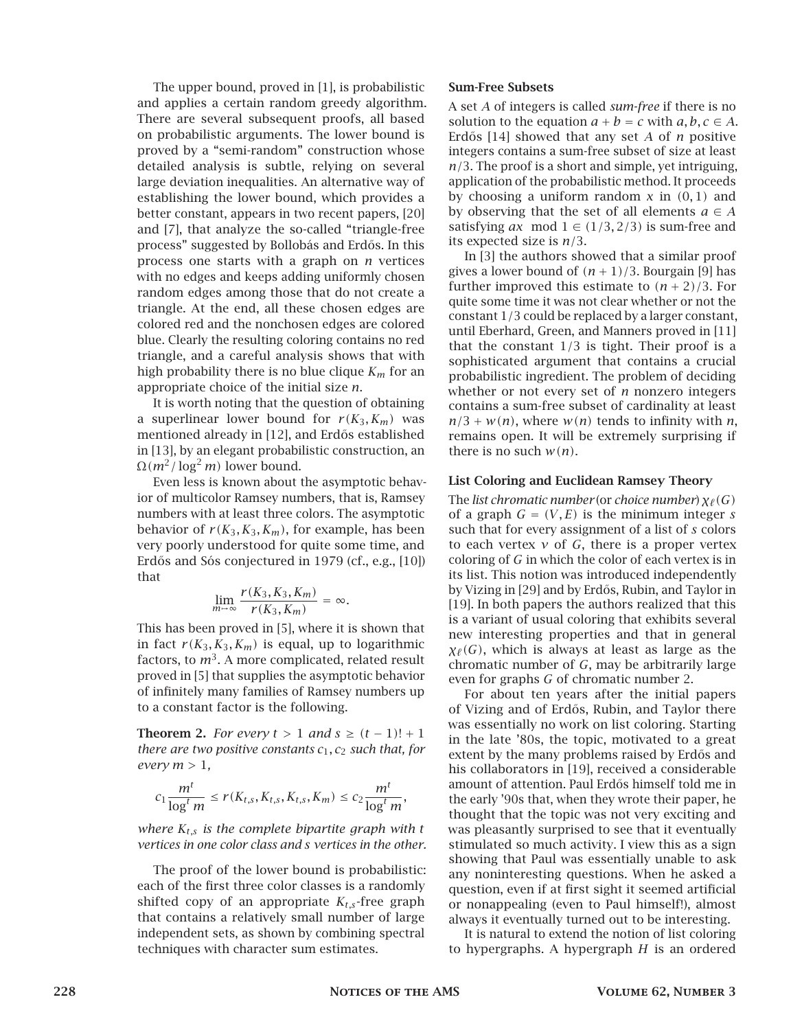The upper bound, proved in [1], is probabilistic and applies a certain random greedy algorithm. There are several subsequent proofs, all based on probabilistic arguments. The lower bound is proved by a "semi-random" construction whose detailed analysis is subtle, relying on several large deviation inequalities. An alternative way of establishing the lower bound, which provides a better constant, appears in two recent papers, [20] and [7], that analyze the so-called "triangle-free process" suggested by Bollobás and Erdős. In this process one starts with a graph on $n$ vertices with no edges and keeps adding uniformly chosen random edges among those that do not create a triangle. At the end, all these chosen edges are colored red and the nonchosen edges are colored blue. Clearly the resulting coloring contains no red triangle, and a careful analysis shows that with high probability there is no blue clique $K_m$ for an appropriate choice of the initial size $n$.

It is worth noting that the question of obtaining a superlinear lower bound for $r(K_3, K_m)$ was mentioned already in [12], and Erdős established in [13], by an elegant probabilistic construction, an $\Omega(m^2/\log^2 m)$ lower bound.

Even less is known about the asymptotic behavior of multicolor Ramsey numbers, that is, Ramsey numbers with at least three colors. The asymptotic behavior of $r(K_3, K_3, K_m)$, for example, has been very poorly understood for quite some time, and Erdős and Sós conjectured in 1979 (cf., e.g., [10]) that

$$\lim_{m \to \infty} \frac{r(K_3, K_3, K_m)}{r(K_3, K_m)} = \infty.$$

This has been proved in [5], where it is shown that in fact $r(K_3, K_3, K_m)$ is equal, up to logarithmic factors, to $m^3$. A more complicated, related result proved in [5] that supplies the asymptotic behavior of infinitely many families of Ramsey numbers up to a constant factor is the following.

**Theorem 2.** *For every $t > 1$ and $s \geq (t-1)! + 1$ there are two positive constants $c_1, c_2$ such that, for every $m > 1$,*

$$c_1 \frac{m^t}{\log^t m} \leq r(K_{t,s}, K_{t,s}, K_{t,s}, K_m) \leq c_2 \frac{m^t}{\log^t m},$$

*where $K_{t,s}$ is the complete bipartite graph with $t$ vertices in one color class and $s$ vertices in the other.*

The proof of the lower bound is probabilistic: each of the first three color classes is a randomly shifted copy of an appropriate $K_{t,s}$-free graph that contains a relatively small number of large independent sets, as shown by combining spectral techniques with character sum estimates.

### Sum-Free Subsets

A set $A$ of integers is called *sum-free* if there is no solution to the equation $a + b = c$ with $a, b, c \in A$. Erdős [14] showed that any set $A$ of $n$ positive integers contains a sum-free subset of size at least $n/3$. The proof is a short and simple, yet intriguing, application of the probabilistic method. It proceeds by choosing a uniform random $x$ in $(0,1)$ and by observing that the set of all elements $a \in A$ satisfying $ax \mod 1 \in (1/3, 2/3)$ is sum-free and its expected size is $n/3$.

In [3] the authors showed that a similar proof gives a lower bound of $(n+1)/3$. Bourgain [9] has further improved this estimate to $(n+2)/3$. For quite some time it was not clear whether or not the constant $1/3$ could be replaced by a larger constant, until Eberhard, Green, and Manners proved in [11] that the constant $1/3$ is tight. Their proof is a sophisticated argument that contains a crucial probabilistic ingredient. The problem of deciding whether or not every set of $n$ nonzero integers contains a sum-free subset of cardinality at least $n/3 + w(n)$, where $w(n)$ tends to infinity with $n$, remains open. It will be extremely surprising if there is no such $w(n)$.

### List Coloring and Euclidean Ramsey Theory

The *list chromatic number* (or *choice number*) $\chi_\ell(G)$ of a graph $G = (V, E)$ is the minimum integer $s$ such that for every assignment of a list of $s$ colors to each vertex $v$ of $G$, there is a proper vertex coloring of $G$ in which the color of each vertex is in its list. This notion was introduced independently by Vizing in [29] and by Erdős, Rubin, and Taylor in [19]. In both papers the authors realized that this is a variant of usual coloring that exhibits several new interesting properties and that in general $\chi_\ell(G)$, which is always at least as large as the chromatic number of $G$, may be arbitrarily large even for graphs $G$ of chromatic number 2.

For about ten years after the initial papers of Vizing and of Erdős, Rubin, and Taylor there was essentially no work on list coloring. Starting in the late '80s, the topic, motivated to a great extent by the many problems raised by Erdős and his collaborators in [19], received a considerable amount of attention. Paul Erdős himself told me in the early '90s that, when they wrote their paper, he thought that the topic was not very exciting and was pleasantly surprised to see that it eventually stimulated so much activity. I view this as a sign showing that Paul was essentially unable to ask any noninteresting questions. When he asked a question, even if at first sight it seemed artificial or nonappealing (even to Paul himself!), almost always it eventually turned out to be interesting.

It is natural to extend the notion of list coloring to hypergraphs. A hypergraph $H$ is an ordered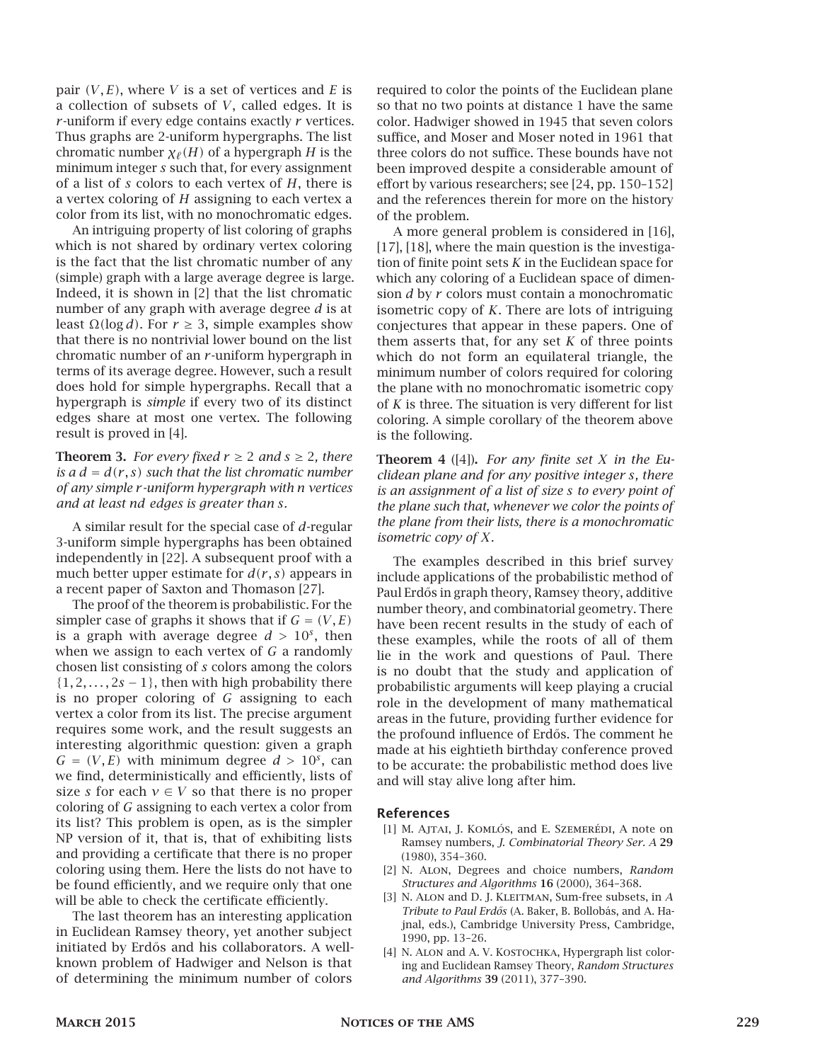pair $(V, E)$, where $V$ is a set of vertices and $E$ is a collection of subsets of $V$, called edges. It is $r$-uniform if every edge contains exactly $r$ vertices. Thus graphs are 2-uniform hypergraphs. The list chromatic number $\chi_\ell(H)$ of a hypergraph $H$ is the minimum integer $s$ such that, for every assignment of a list of $s$ colors to each vertex of $H$, there is a vertex coloring of $H$ assigning to each vertex a color from its list, with no monochromatic edges.

An intriguing property of list coloring of graphs which is not shared by ordinary vertex coloring is the fact that the list chromatic number of any (simple) graph with a large average degree is large. Indeed, it is shown in [2] that the list chromatic number of any graph with average degree $d$ is at least $\Omega(\log d)$. For $r \geq 3$, simple examples show that there is no nontrivial lower bound on the list chromatic number of an $r$-uniform hypergraph in terms of its average degree. However, such a result does hold for simple hypergraphs. Recall that a hypergraph is *simple* if every two of its distinct edges share at most one vertex. The following result is proved in [4].

**Theorem 3.** *For every fixed $r \geq 2$ and $s \geq 2$, there is a $d = d(r, s)$ such that the list chromatic number of any simple $r$-uniform hypergraph with $n$ vertices and at least $nd$ edges is greater than $s$.*

A similar result for the special case of $d$-regular 3-uniform simple hypergraphs has been obtained independently in [22]. A subsequent proof with a much better upper estimate for $d(r, s)$ appears in a recent paper of Saxton and Thomason [27].

The proof of the theorem is probabilistic. For the simpler case of graphs it shows that if $G = (V, E)$ is a graph with average degree $d > 10^s$, then when we assign to each vertex of $G$ a randomly chosen list consisting of $s$ colors among the colors $\{1, 2, \ldots, 2s - 1\}$, then with high probability there is no proper coloring of $G$ assigning to each vertex a color from its list. The precise argument requires some work, and the result suggests an interesting algorithmic question: given a graph $G = (V, E)$ with minimum degree $d > 10^s$, can we find, deterministically and efficiently, lists of size $s$ for each $v \in V$ so that there is no proper coloring of $G$ assigning to each vertex a color from its list? This problem is open, as is the simpler NP version of it, that is, that of exhibiting lists and providing a certificate that there is no proper coloring using them. Here the lists do not have to be found efficiently, and we require only that one will be able to check the certificate efficiently.

The last theorem has an interesting application in Euclidean Ramsey theory, yet another subject initiated by Erdős and his collaborators. A well-known problem of Hadwiger and Nelson is that of determining the minimum number of colors required to color the points of the Euclidean plane so that no two points at distance 1 have the same color. Hadwiger showed in 1945 that seven colors suffice, and Moser and Moser noted in 1961 that three colors do not suffice. These bounds have not been improved despite a considerable amount of effort by various researchers; see [24, pp. 150–152] and the references therein for more on the history of the problem.

A more general problem is considered in [16], [17], [18], where the main question is the investigation of finite point sets $K$ in the Euclidean space for which any coloring of a Euclidean space of dimension $d$ by $r$ colors must contain a monochromatic isometric copy of $K$. There are lots of intriguing conjectures that appear in these papers. One of them asserts that, for any set $K$ of three points which do not form an equilateral triangle, the minimum number of colors required for coloring the plane with no monochromatic isometric copy of $K$ is three. The situation is very different for list coloring. A simple corollary of the theorem above is the following.

**Theorem 4** ([4])**.** *For any finite set $X$ in the Euclidean plane and for any positive integer $s$, there is an assignment of a list of size $s$ to every point of the plane such that, whenever we color the points of the plane from their lists, there is a monochromatic isometric copy of $X$.*

The examples described in this brief survey include applications of the probabilistic method of Paul Erdős in graph theory, Ramsey theory, additive number theory, and combinatorial geometry. There have been recent results in the study of each of these examples, while the roots of all of them lie in the work and questions of Paul. There is no doubt that the study and application of probabilistic arguments will keep playing a crucial role in the development of many mathematical areas in the future, providing further evidence for the profound influence of Erdős. The comment he made at his eightieth birthday conference proved to be accurate: the probabilistic method does live and will stay alive long after him.

## References

[1] M. Ajtai, J. Komlós, and E. Szemerédi, A note on Ramsey numbers, *J. Combinatorial Theory Ser. A* **29** (1980), 354–360.

[2] N. Alon, Degrees and choice numbers, *Random Structures and Algorithms* **16** (2000), 364–368.

[3] N. Alon and D. J. Kleitman, Sum-free subsets, in *A Tribute to Paul Erdős* (A. Baker, B. Bollobás, and A. Hajnal, eds.), Cambridge University Press, Cambridge, 1990, pp. 13–26.

[4] N. Alon and A. V. Kostochka, Hypergraph list coloring and Euclidean Ramsey Theory, *Random Structures and Algorithms* **39** (2011), 377–390.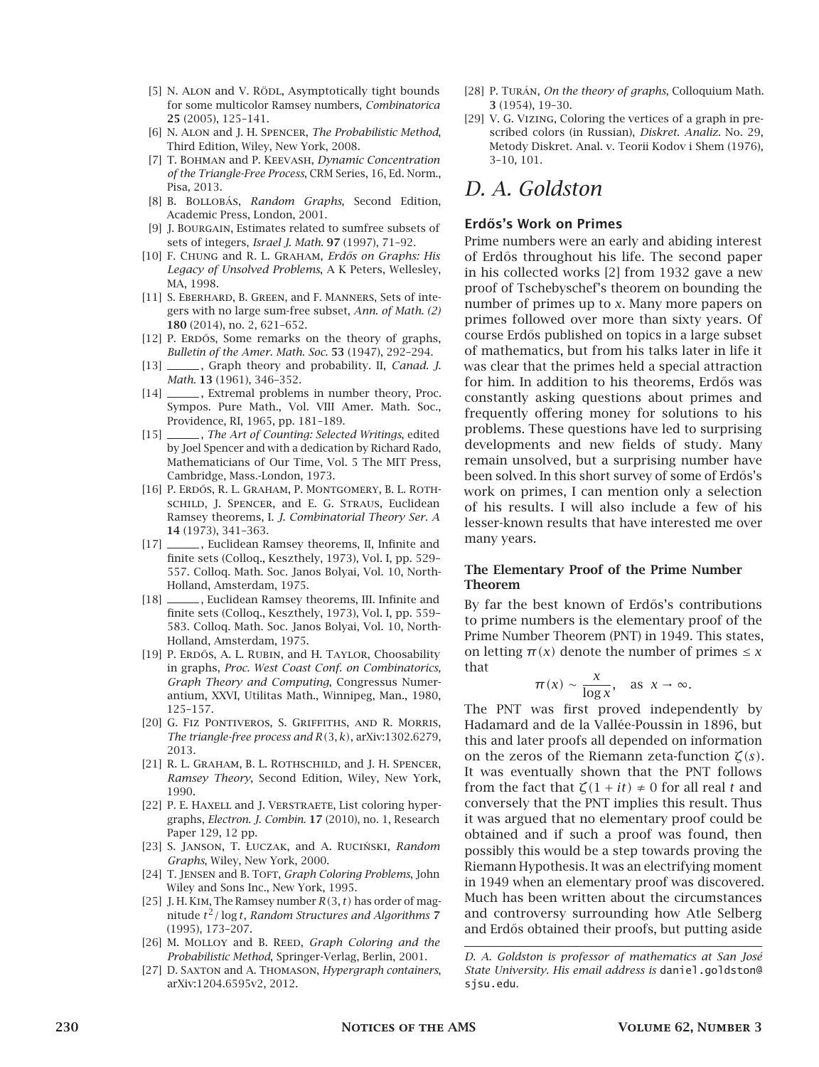[5] N. Alon and V. Rödl, Asymptotically tight bounds for some multicolor Ramsey numbers, *Combinatorica* **25** (2005), 125–141.

[6] N. Alon and J. H. Spencer, *The Probabilistic Method*, Third Edition, Wiley, New York, 2008.

[7] T. Bohman and P. Keevash, *Dynamic Concentration of the Triangle-Free Process*, CRM Series, 16, Ed. Norm., Pisa, 2013.

[8] B. Bollobás, *Random Graphs*, Second Edition, Academic Press, London, 2001.

[9] J. Bourgain, Estimates related to sumfree subsets of sets of integers, *Israel J. Math.* **97** (1997), 71–92.

[10] F. Chung and R. L. Graham, *Erdős on Graphs: His Legacy of Unsolved Problems*, A K Peters, Wellesley, MA, 1998.

[11] S. Eberhard, B. Green, and F. Manners, Sets of integers with no large sum-free subset, *Ann. of Math. (2)* **180** (2014), no. 2, 621–652.

[12] P. Erdős, Some remarks on the theory of graphs, *Bulletin of the Amer. Math. Soc.* **53** (1947), 292–294.

[13] ______, Graph theory and probability. II, *Canad. J. Math.* **13** (1961), 346–352.

[14] ______, Extremal problems in number theory, Proc. Sympos. Pure Math., Vol. VIII Amer. Math. Soc., Providence, RI, 1965, pp. 181–189.

[15] ______, *The Art of Counting: Selected Writings*, edited by Joel Spencer and with a dedication by Richard Rado, Mathematicians of Our Time, Vol. 5 The MIT Press, Cambridge, Mass.-London, 1973.

[16] P. Erdős, R. L. Graham, P. Montgomery, B. L. Rothschild, J. Spencer, and E. G. Straus, Euclidean Ramsey theorems, I. *J. Combinatorial Theory Ser. A* **14** (1973), 341–363.

[17] ______, Euclidean Ramsey theorems, II, Infinite and finite sets (Colloq., Keszthely, 1973), Vol. I, pp. 529–557. Colloq. Math. Soc. Janos Bolyai, Vol. 10, North-Holland, Amsterdam, 1975.

[18] ______, Euclidean Ramsey theorems, III. Infinite and finite sets (Colloq., Keszthely, 1973), Vol. I, pp. 559–583. Colloq. Math. Soc. Janos Bolyai, Vol. 10, North-Holland, Amsterdam, 1975.

[19] P. Erdős, A. L. Rubin, and H. Taylor, Choosability in graphs, *Proc. West Coast Conf. on Combinatorics, Graph Theory and Computing*, Congressus Numerantium, XXVI, Utilitas Maths., Winnipeg, Man., 1980, 125–157.

[20] G. Fiz Pontiveros, S. Griffiths, and R. Morris, *The triangle-free process and $R(3,k)$*, arXiv:1302.6279, 2013.

[21] R. L. Graham, B. L. Rothschild, and J. H. Spencer, *Ramsey Theory*, Second Edition, Wiley, New York, 1990.

[22] P. E. Haxell and J. Verstraete, List coloring hypergraphs, *Electron. J. Combin.* **17** (2010), no. 1, Research Paper 129, 12 pp.

[23] S. Janson, T. Łuczak, and A. Ruciński, *Random Graphs*, Wiley, New York, 2000.

[24] T. Jensen and B. Toft, *Graph Coloring Problems*, John Wiley and Sons Inc., New York, 1995.

[25] J. H. Kim, The Ramsey number $R(3,t)$ has order of magnitude $t^2/\log t$, *Random Structures and Algorithms* **7** (1995), 173–207.

[26] M. Molloy and B. Reed, *Graph Coloring and the Probabilistic Method*, Springer-Verlag, Berlin, 2001.

[27] D. Saxton and A. Thomason, *Hypergraph containers*, arXiv:1204.6595v2, 2012.

[28] P. Turán, *On the theory of graphs*, Colloquium Math. **3** (1954), 19–30.

[29] V. G. Vizing, Coloring the vertices of a graph in prescribed colors (in Russian), *Diskret. Analiz.* No. 29, Metody Diskret. Anal. v. Teorii Kodov i Shem (1976), 3–10, 101.

# *D. A. Goldston*

## Erdős's Work on Primes

Prime numbers were an early and abiding interest of Erdős throughout his life. The second paper in his collected works [2] from 1932 gave a new proof of Tschebyschef's theorem on bounding the number of primes up to $x$. Many more papers on primes followed over more than sixty years. Of course Erdős published on topics in a large subset of mathematics, but from his talks later in life it was clear that the primes held a special attraction for him. In addition to his theorems, Erdős was constantly asking questions about primes and frequently offering money for solutions to his problems. These questions have led to surprising developments and new fields of study. Many remain unsolved, but a surprising number have been solved. In this short survey of some of Erdős's work on primes, I can mention only a selection of his results. I will also include a few of his lesser-known results that have interested me over many years.

### The Elementary Proof of the Prime Number Theorem

By far the best known of Erdős's contributions to prime numbers is the elementary proof of the Prime Number Theorem (PNT) in 1949. This states, on letting $\pi(x)$ denote the number of primes $\leq x$ that

$$\pi(x) \sim \frac{x}{\log x}, \quad \text{as } x \to \infty.$$

The PNT was first proved independently by Hadamard and de la Vallée-Poussin in 1896, but this and later proofs all depended on information on the zeros of the Riemann zeta-function $\zeta(s)$. It was eventually shown that the PNT follows from the fact that $\zeta(1+it) \neq 0$ for all real $t$ and conversely that the PNT implies this result. Thus it was argued that no elementary proof could be obtained and if such a proof was found, then possibly this would be a step towards proving the Riemann Hypothesis. It was an electrifying moment in 1949 when an elementary proof was discovered. Much has been written about the circumstances and controversy surrounding how Atle Selberg and Erdős obtained their proofs, but putting aside

*D. A. Goldston is professor of mathematics at San José State University. His email address is* daniel.goldston@sjsu.edu.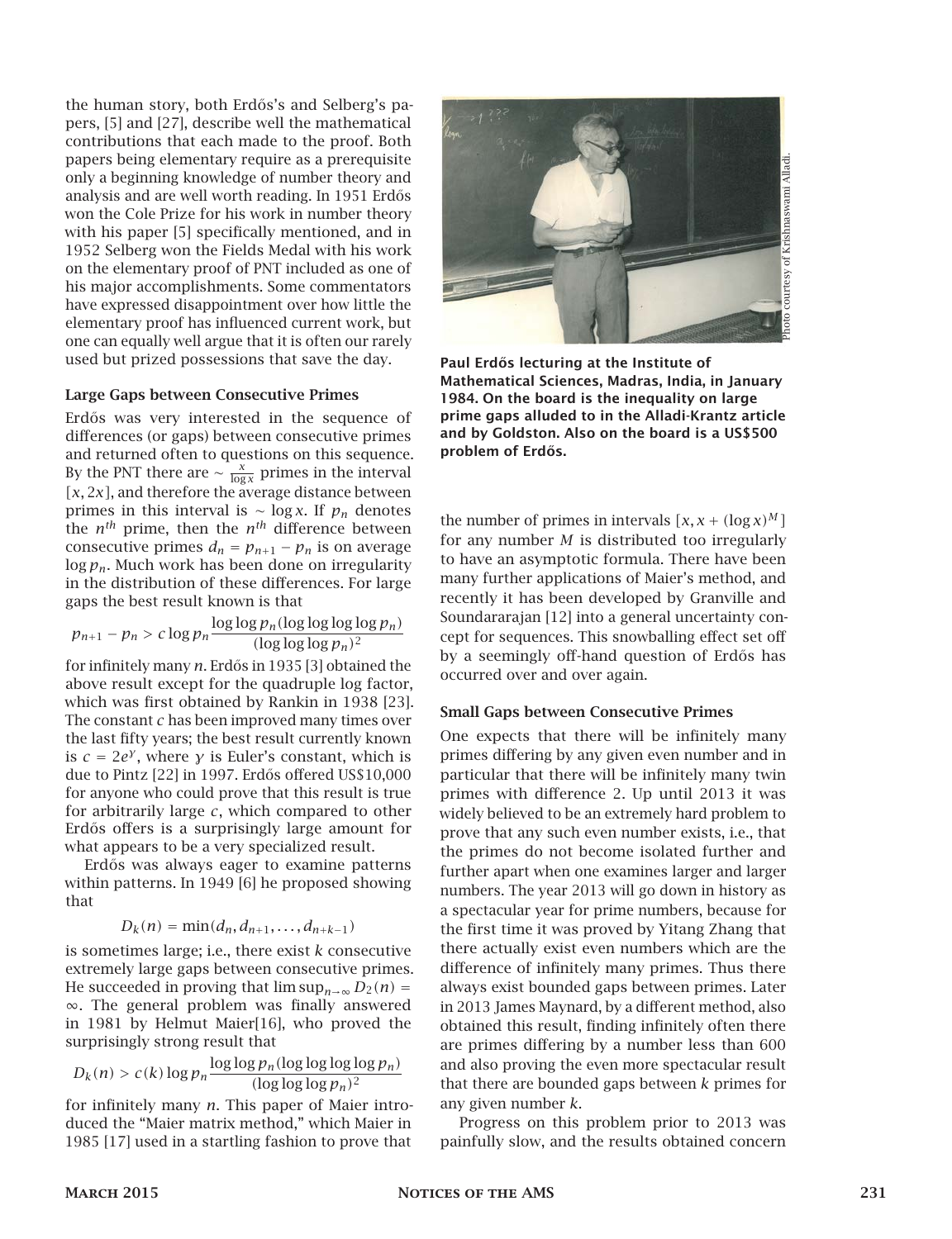the human story, both Erdős's and Selberg's papers, [5] and [27], describe well the mathematical contributions that each made to the proof. Both papers being elementary require as a prerequisite only a beginning knowledge of number theory and analysis and are well worth reading. In 1951 Erdős won the Cole Prize for his work in number theory with his paper [5] specifically mentioned, and in 1952 Selberg won the Fields Medal with his work on the elementary proof of PNT included as one of his major accomplishments. Some commentators have expressed disappointment over how little the elementary proof has influenced current work, but one can equally well argue that it is often our rarely used but prized possessions that save the day.

### Large Gaps between Consecutive Primes

Erdős was very interested in the sequence of differences (or gaps) between consecutive primes and returned often to questions on this sequence. By the PNT there are $\sim \frac{x}{\log x}$ primes in the interval $[x, 2x]$, and therefore the average distance between primes in this interval is $\sim \log x$. If $p_n$ denotes the $n^{th}$ prime, then the $n^{th}$ difference between consecutive primes $d_n = p_{n+1} - p_n$ is on average $\log p_n$. Much work has been done on irregularity in the distribution of these differences. For large gaps the best result known is that

$$p_{n+1} - p_n > c \log p_n \frac{\log\log p_n (\log\log\log\log p_n)}{(\log\log\log p_n)^2}$$

for infinitely many $n$. Erdős in 1935 [3] obtained the above result except for the quadruple log factor, which was first obtained by Rankin in 1938 [23]. The constant $c$ has been improved many times over the last fifty years; the best result currently known is $c = 2e^{\gamma}$, where $\gamma$ is Euler's constant, which is due to Pintz [22] in 1997. Erdős offered US$10,000 for anyone who could prove that this result is true for arbitrarily large $c$, which compared to other Erdős offers is a surprisingly large amount for what appears to be a very specialized result.

Erdős was always eager to examine patterns within patterns. In 1949 [6] he proposed showing that

$$D_k(n) = \min(d_n, d_{n+1}, \ldots, d_{n+k-1})$$

is sometimes large; i.e., there exist $k$ consecutive extremely large gaps between consecutive primes. He succeeded in proving that $\limsup_{n\to\infty} D_2(n) = \infty$. The general problem was finally answered in 1981 by Helmut Maier[16], who proved the surprisingly strong result that

$$D_k(n) > c(k) \log p_n \frac{\log\log p_n (\log\log\log\log p_n)}{(\log\log\log p_n)^2}$$

for infinitely many $n$. This paper of Maier introduced the "Maier matrix method," which Maier in 1985 [17] used in a startling fashion to prove that the number of primes in intervals $[x, x + (\log x)^M]$ for any number $M$ is distributed too irregularly to have an asymptotic formula. There have been many further applications of Maier's method, and recently it has been developed by Granville and Soundararajan [12] into a general uncertainty concept for sequences. This snowballing effect set off by a seemingly off-hand question of Erdős has occurred over and over again.

**Paul Erdős lecturing at the Institute of Mathematical Sciences, Madras, India, in January 1984. On the board is the inequality on large prime gaps alluded to in the Alladi-Krantz article and by Goldston. Also on the board is a US$500 problem of Erdős.**

Photo courtesy of Krishnaswami Alladi.

### Small Gaps between Consecutive Primes

One expects that there will be infinitely many primes differing by any given even number and in particular that there will be infinitely many twin primes with difference 2. Up until 2013 it was widely believed to be an extremely hard problem to prove that any such even number exists, i.e., that the primes do not become isolated further and further apart when one examines larger and larger numbers. The year 2013 will go down in history as a spectacular year for prime numbers, because for the first time it was proved by Yitang Zhang that there actually exist even numbers which are the difference of infinitely many primes. Thus there always exist bounded gaps between primes. Later in 2013 James Maynard, by a different method, also obtained this result, finding infinitely often there are primes differing by a number less than 600 and also proving the even more spectacular result that there are bounded gaps between $k$ primes for any given number $k$.

Progress on this problem prior to 2013 was painfully slow, and the results obtained concern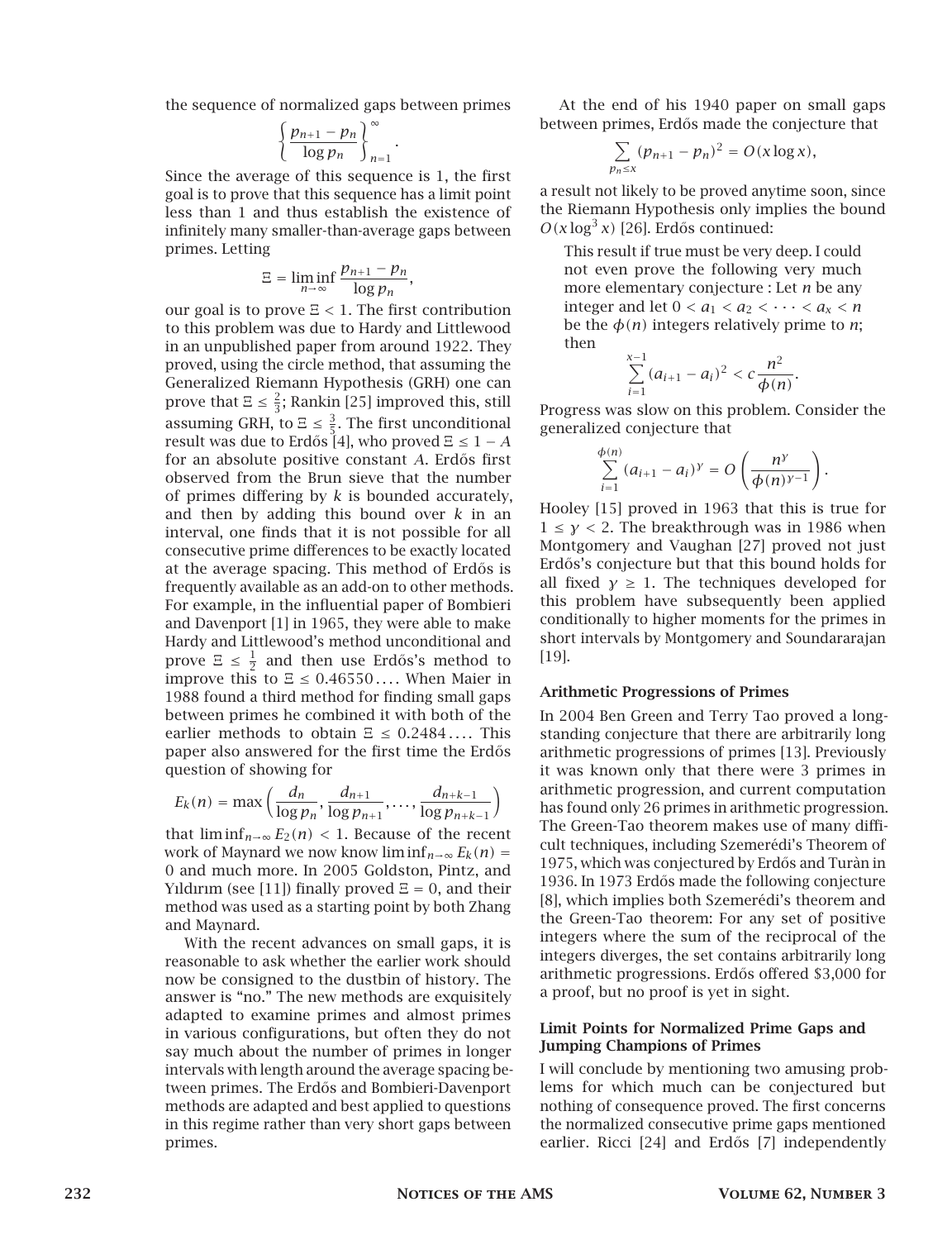the sequence of normalized gaps between primes

$$\left\{ \frac{p_{n+1} - p_n}{\log p_n} \right\}_{n=1}^{\infty}.$$

Since the average of this sequence is 1, the first goal is to prove that this sequence has a limit point less than 1 and thus establish the existence of infinitely many smaller-than-average gaps between primes. Letting

$$\Xi = \liminf_{n\to\infty} \frac{p_{n+1} - p_n}{\log p_n},$$

our goal is to prove $\Xi < 1$. The first contribution to this problem was due to Hardy and Littlewood in an unpublished paper from around 1922. They proved, using the circle method, that assuming the Generalized Riemann Hypothesis (GRH) one can prove that $\Xi \le \frac{2}{3}$; Rankin [25] improved this, still assuming GRH, to $\Xi \le \frac{3}{5}$. The first unconditional result was due to Erdős [4], who proved $\Xi \le 1 - A$ for an absolute positive constant $A$. Erdős first observed from the Brun sieve that the number of primes differing by $k$ is bounded accurately, and then by adding this bound over $k$ in an interval, one finds that it is not possible for all consecutive prime differences to be exactly located at the average spacing. This method of Erdős is frequently available as an add-on to other methods. For example, in the influential paper of Bombieri and Davenport [1] in 1965, they were able to make Hardy and Littlewood's method unconditional and prove $\Xi \le \frac{1}{2}$ and then use Erdős's method to improve this to $\Xi \le 0.46550\ldots$. When Maier in 1988 found a third method for finding small gaps between primes he combined it with both of the earlier methods to obtain $\Xi \le 0.2484\ldots$. This paper also answered for the first time the Erdős question of showing for

$$E_k(n) = \max\left(\frac{d_n}{\log p_n}, \frac{d_{n+1}}{\log p_{n+1}}, \ldots, \frac{d_{n+k-1}}{\log p_{n+k-1}}\right)$$

that $\liminf_{n\to\infty} E_2(n) < 1$. Because of the recent work of Maynard we now know $\liminf_{n\to\infty} E_k(n) = 0$ and much more. In 2005 Goldston, Pintz, and Yıldırım (see [11]) finally proved $\Xi = 0$, and their method was used as a starting point by both Zhang and Maynard.

With the recent advances on small gaps, it is reasonable to ask whether the earlier work should now be consigned to the dustbin of history. The answer is "no." The new methods are exquisitely adapted to examine primes and almost primes in various configurations, but often they do not say much about the number of primes in longer intervals with length around the average spacing between primes. The Erdős and Bombieri-Davenport methods are adapted and best applied to questions in this regime rather than very short gaps between primes.

At the end of his 1940 paper on small gaps between primes, Erdős made the conjecture that

$$\sum_{p_n \le x} (p_{n+1} - p_n)^2 = O(x \log x),$$

a result not likely to be proved anytime soon, since the Riemann Hypothesis only implies the bound $O(x \log^3 x)$ [26]. Erdős continued:

> This result if true must be very deep. I could not even prove the following very much more elementary conjecture : Let $n$ be any integer and let $0 < a_1 < a_2 < \cdots < a_x < n$ be the $\phi(n)$ integers relatively prime to $n$; then
>
> $$\sum_{i=1}^{x-1} (a_{i+1} - a_i)^2 < c\frac{n^2}{\phi(n)}.$$

Progress was slow on this problem. Consider the generalized conjecture that

$$\sum_{i=1}^{\phi(n)} (a_{i+1} - a_i)^{\gamma} = O\left(\frac{n^{\gamma}}{\phi(n)^{\gamma-1}}\right).$$

Hooley [15] proved in 1963 that this is true for $1 \le \gamma < 2$. The breakthrough was in 1986 when Montgomery and Vaughan [27] proved not just Erdős's conjecture but that this bound holds for all fixed $\gamma \ge 1$. The techniques developed for this problem have subsequently been applied conditionally to higher moments for the primes in short intervals by Montgomery and Soundararajan [19].

### Arithmetic Progressions of Primes

In 2004 Ben Green and Terry Tao proved a long-standing conjecture that there are arbitrarily long arithmetic progressions of primes [13]. Previously it was known only that there were 3 primes in arithmetic progression, and current computation has found only 26 primes in arithmetic progression. The Green-Tao theorem makes use of many difficult techniques, including Szemerédi's Theorem of 1975, which was conjectured by Erdős and Turàn in 1936. In 1973 Erdős made the following conjecture [8], which implies both Szemerédi's theorem and the Green-Tao theorem: For any set of positive integers where the sum of the reciprocal of the integers diverges, the set contains arbitrarily long arithmetic progressions. Erdős offered \$3,000 for a proof, but no proof is yet in sight.

### Limit Points for Normalized Prime Gaps and Jumping Champions of Primes

I will conclude by mentioning two amusing problems for which much can be conjectured but nothing of consequence proved. The first concerns the normalized consecutive prime gaps mentioned earlier. Ricci [24] and Erdős [7] independently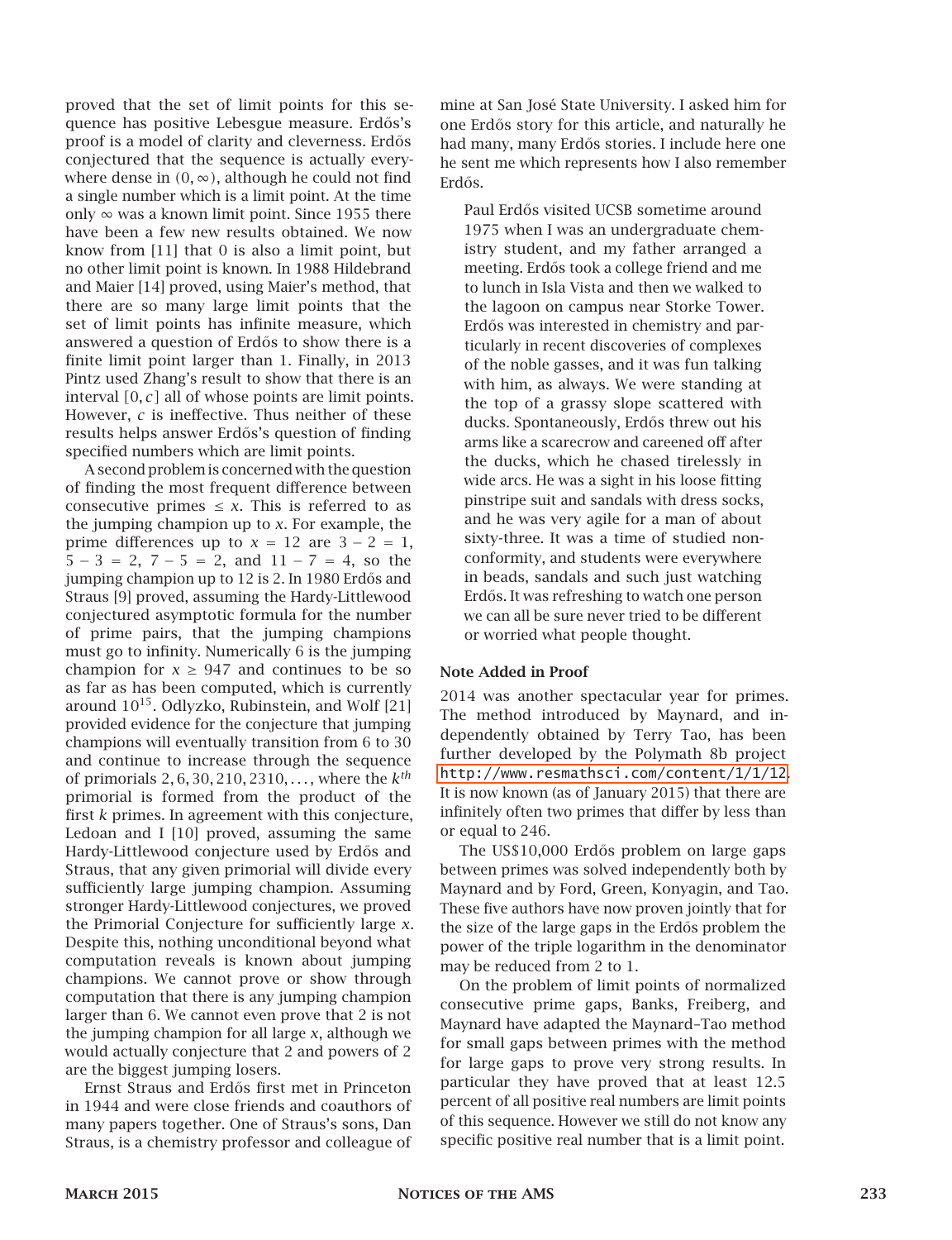proved that the set of limit points for this sequence has positive Lebesgue measure. Erdős's proof is a model of clarity and cleverness. Erdős conjectured that the sequence is actually everywhere dense in $(0, \infty)$, although he could not find a single number which is a limit point. At the time only $\infty$ was a known limit point. Since 1955 there have been a few new results obtained. We now know from [11] that 0 is also a limit point, but no other limit point is known. In 1988 Hildebrand and Maier [14] proved, using Maier's method, that there are so many large limit points that the set of limit points has infinite measure, which answered a question of Erdős to show there is a finite limit point larger than 1. Finally, in 2013 Pintz used Zhang's result to show that there is an interval $[0, c]$ all of whose points are limit points. However, $c$ is ineffective. Thus neither of these results helps answer Erdős's question of finding specified numbers which are limit points.

A second problem is concerned with the question of finding the most frequent difference between consecutive primes $\leq x$. This is referred to as the jumping champion up to $x$. For example, the prime differences up to $x = 12$ are $3 - 2 = 1$, $5 - 3 = 2$, $7 - 5 = 2$, and $11 - 7 = 4$, so the jumping champion up to 12 is 2. In 1980 Erdős and Straus [9] proved, assuming the Hardy-Littlewood conjectured asymptotic formula for the number of prime pairs, that the jumping champions must go to infinity. Numerically 6 is the jumping champion for $x \geq 947$ and continues to be so as far as has been computed, which is currently around $10^{15}$. Odlyzko, Rubinstein, and Wolf [21] provided evidence for the conjecture that jumping champions will eventually transition from 6 to 30 and continue to increase through the sequence of primorials $2, 6, 30, 210, 2310, \ldots$, where the $k^{th}$ primorial is formed from the product of the first $k$ primes. In agreement with this conjecture, Ledoan and I [10] proved, assuming the same Hardy-Littlewood conjecture used by Erdős and Straus, that any given primorial will divide every sufficiently large jumping champion. Assuming stronger Hardy-Littlewood conjectures, we proved the Primorial Conjecture for sufficiently large $x$. Despite this, nothing unconditional beyond what computation reveals is known about jumping champions. We cannot prove or show through computation that there is any jumping champion larger than 6. We cannot even prove that 2 is not the jumping champion for all large $x$, although we would actually conjecture that 2 and powers of 2 are the biggest jumping losers.

Ernst Straus and Erdős first met in Princeton in 1944 and were close friends and coauthors of many papers together. One of Straus's sons, Dan Straus, is a chemistry professor and colleague of mine at San José State University. I asked him for one Erdős story for this article, and naturally he had many, many Erdős stories. I include here one he sent me which represents how I also remember Erdős.

> Paul Erdős visited UCSB sometime around 1975 when I was an undergraduate chemistry student, and my father arranged a meeting. Erdős took a college friend and me to lunch in Isla Vista and then we walked to the lagoon on campus near Storke Tower. Erdős was interested in chemistry and particularly in recent discoveries of complexes of the noble gasses, and it was fun talking with him, as always. We were standing at the top of a grassy slope scattered with ducks. Spontaneously, Erdős threw out his arms like a scarecrow and careened off after the ducks, which he chased tirelessly in wide arcs. He was a sight in his loose fitting pinstripe suit and sandals with dress socks, and he was very agile for a man of about sixty-three. It was a time of studied nonconformity, and students were everywhere in beads, sandals and such just watching Erdős. It was refreshing to watch one person we can all be sure never tried to be different or worried what people thought.

### Note Added in Proof

2014 was another spectacular year for primes. The method introduced by Maynard, and independently obtained by Terry Tao, has been further developed by the Polymath 8b project http://www.resmathsci.com/content/1/1/12. It is now known (as of January 2015) that there are infinitely often two primes that differ by less than or equal to 246.

The US$10,000 Erdős problem on large gaps between primes was solved independently both by Maynard and by Ford, Green, Konyagin, and Tao. These five authors have now proven jointly that for the size of the large gaps in the Erdős problem the power of the triple logarithm in the denominator may be reduced from 2 to 1.

On the problem of limit points of normalized consecutive prime gaps, Banks, Freiberg, and Maynard have adapted the Maynard–Tao method for small gaps between primes with the method for large gaps to prove very strong results. In particular they have proved that at least 12.5 percent of all positive real numbers are limit points of this sequence. However we still do not know any specific positive real number that is a limit point.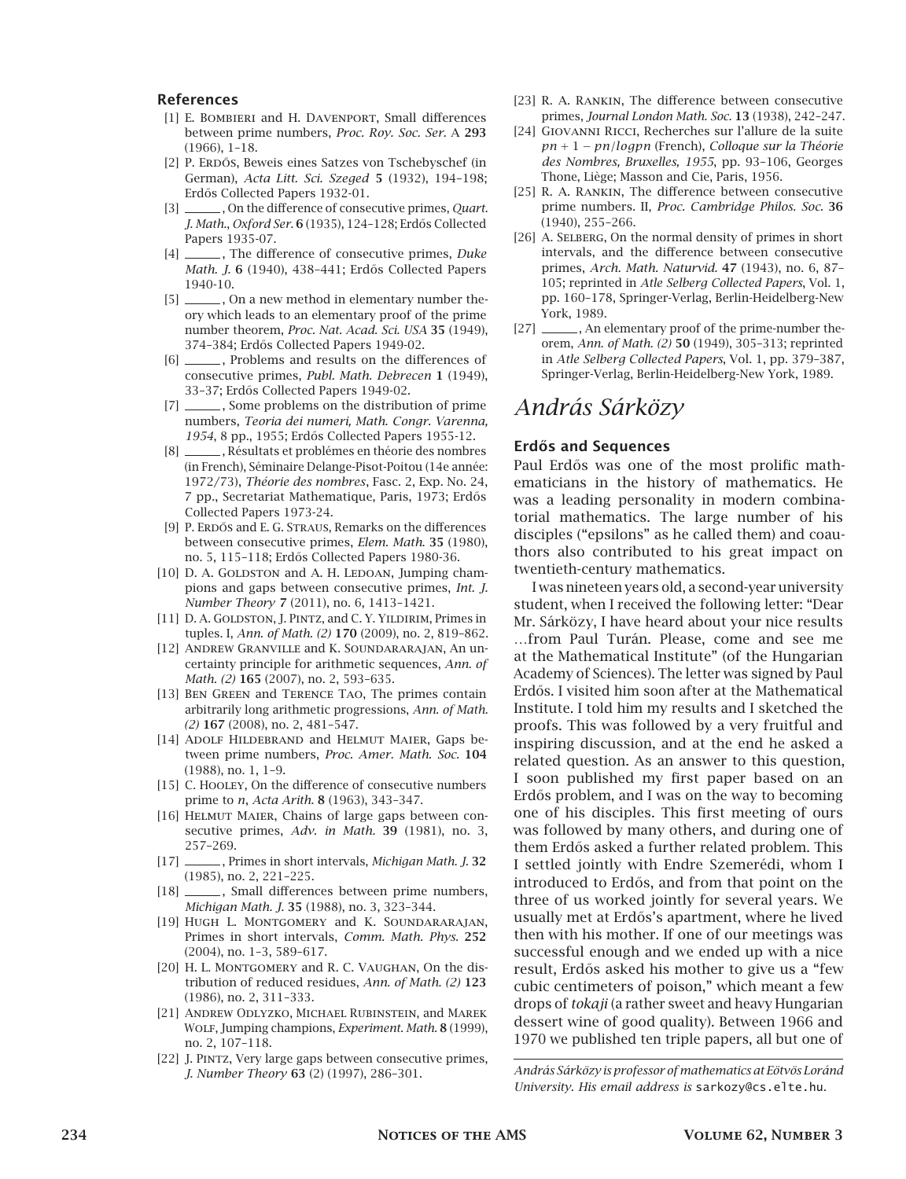### References

[1] E. Bombieri and H. Davenport, Small differences between prime numbers, *Proc. Roy. Soc. Ser.* A **293** (1966), 1–18.

[2] P. Erdős, Beweis eines Satzes von Tschebyschef (in German), *Acta Litt. Sci. Szeged* **5** (1932), 194–198; Erdős Collected Papers 1932-01.

[3] ______, On the difference of consecutive primes, *Quart. J. Math., Oxford Ser.* **6** (1935), 124–128; Erdős Collected Papers 1935-07.

[4] ______, The difference of consecutive primes, *Duke Math. J.* **6** (1940), 438–441; Erdős Collected Papers 1940-10.

[5] ______, On a new method in elementary number theory which leads to an elementary proof of the prime number theorem, *Proc. Nat. Acad. Sci. USA* **35** (1949), 374–384; Erdős Collected Papers 1949-02.

[6] ______, Problems and results on the differences of consecutive primes, *Publ. Math. Debrecen* **1** (1949), 33–37; Erdős Collected Papers 1949-02.

[7] ______, Some problems on the distribution of prime numbers, *Teoria dei numeri, Math. Congr. Varenna, 1954*, 8 pp., 1955; Erdős Collected Papers 1955-12.

[8] ______, Résultats et problémes en théorie des nombres (in French), Séminaire Delange-Pisot-Poitou (14e année: 1972/73), *Théorie des nombres*, Fasc. 2, Exp. No. 24, 7 pp., Secretariat Mathematique, Paris, 1973; Erdős Collected Papers 1973-24.

[9] P. Erdős and E. G. Straus, Remarks on the differences between consecutive primes, *Elem. Math.* **35** (1980), no. 5, 115–118; Erdős Collected Papers 1980-36.

[10] D. A. Goldston and A. H. Ledoan, Jumping champions and gaps between consecutive primes, *Int. J. Number Theory* **7** (2011), no. 6, 1413–1421.

[11] D. A. Goldston, J. Pintz, and C. Y. Yildirim, Primes in tuples. I, *Ann. of Math. (2)* **170** (2009), no. 2, 819–862.

[12] Andrew Granville and K. Soundararajan, An uncertainty principle for arithmetic sequences, *Ann. of Math. (2)* **165** (2007), no. 2, 593–635.

[13] Ben Green and Terence Tao, The primes contain arbitrarily long arithmetic progressions, *Ann. of Math. (2)* **167** (2008), no. 2, 481–547.

[14] Adolf Hildebrand and Helmut Maier, Gaps between prime numbers, *Proc. Amer. Math. Soc.* **104** (1988), no. 1, 1–9.

[15] C. Hooley, On the difference of consecutive numbers prime to *n*, *Acta Arith.* **8** (1963), 343–347.

[16] Helmut Maier, Chains of large gaps between consecutive primes, *Adv. in Math.* **39** (1981), no. 3, 257–269.

[17] ______, Primes in short intervals, *Michigan Math. J.* **32** (1985), no. 2, 221–225.

[18] ______, Small differences between prime numbers, *Michigan Math. J.* **35** (1988), no. 3, 323–344.

[19] Hugh L. Montgomery and K. Soundararajan, Primes in short intervals, *Comm. Math. Phys.* **252** (2004), no. 1–3, 589–617.

[20] H. L. Montgomery and R. C. Vaughan, On the distribution of reduced residues, *Ann. of Math. (2)* **123** (1986), no. 2, 311–333.

[21] Andrew Odlyzko, Michael Rubinstein, and Marek Wolf, Jumping champions, *Experiment. Math.* **8** (1999), no. 2, 107–118.

[22] J. Pintz, Very large gaps between consecutive primes, *J. Number Theory* **63** (2) (1997), 286–301.

[23] R. A. Rankin, The difference between consecutive primes, *Journal London Math. Soc.* **13** (1938), 242–247.

[24] Giovanni Ricci, Recherches sur l'allure de la suite $pn + 1 - pn/logpn$ (French), *Colloque sur la Théorie des Nombres, Bruxelles, 1955*, pp. 93–106, Georges Thone, Liège; Masson and Cie, Paris, 1956.

[25] R. A. Rankin, The difference between consecutive prime numbers. II, *Proc. Cambridge Philos. Soc.* **36** (1940), 255–266.

[26] A. Selberg, On the normal density of primes in short intervals, and the difference between consecutive primes, *Arch. Math. Naturvid.* **47** (1943), no. 6, 87–105; reprinted in *Atle Selberg Collected Papers*, Vol. 1, pp. 160–178, Springer-Verlag, Berlin-Heidelberg-New York, 1989.

[27] ______, An elementary proof of the prime-number theorem, *Ann. of Math. (2)* **50** (1949), 305–313; reprinted in *Atle Selberg Collected Papers*, Vol. 1, pp. 379–387, Springer-Verlag, Berlin-Heidelberg-New York, 1989.

# *András Sárközy*

### Erdős and Sequences

Paul Erdős was one of the most prolific mathematicians in the history of mathematics. He was a leading personality in modern combinatorial mathematics. The large number of his disciples ("epsilons" as he called them) and coauthors also contributed to his great impact on twentieth-century mathematics.

I was nineteen years old, a second-year university student, when I received the following letter: "Dear Mr. Sárközy, I have heard about your nice results …from Paul Turán. Please, come and see me at the Mathematical Institute" (of the Hungarian Academy of Sciences). The letter was signed by Paul Erdős. I visited him soon after at the Mathematical Institute. I told him my results and I sketched the proofs. This was followed by a very fruitful and inspiring discussion, and at the end he asked a related question. As an answer to this question, I soon published my first paper based on an Erdős problem, and I was on the way to becoming one of his disciples. This first meeting of ours was followed by many others, and during one of them Erdős asked a further related problem. This I settled jointly with Endre Szemerédi, whom I introduced to Erdős, and from that point on the three of us worked jointly for several years. We usually met at Erdős's apartment, where he lived then with his mother. If one of our meetings was successful enough and we ended up with a nice result, Erdős asked his mother to give us a "few cubic centimeters of poison," which meant a few drops of *tokaji* (a rather sweet and heavy Hungarian dessert wine of good quality). Between 1966 and 1970 we published ten triple papers, all but one of

*András Sárközy is professor of mathematics at Eötvös Loránd University. His email address is* sarkozy@cs.elte.hu.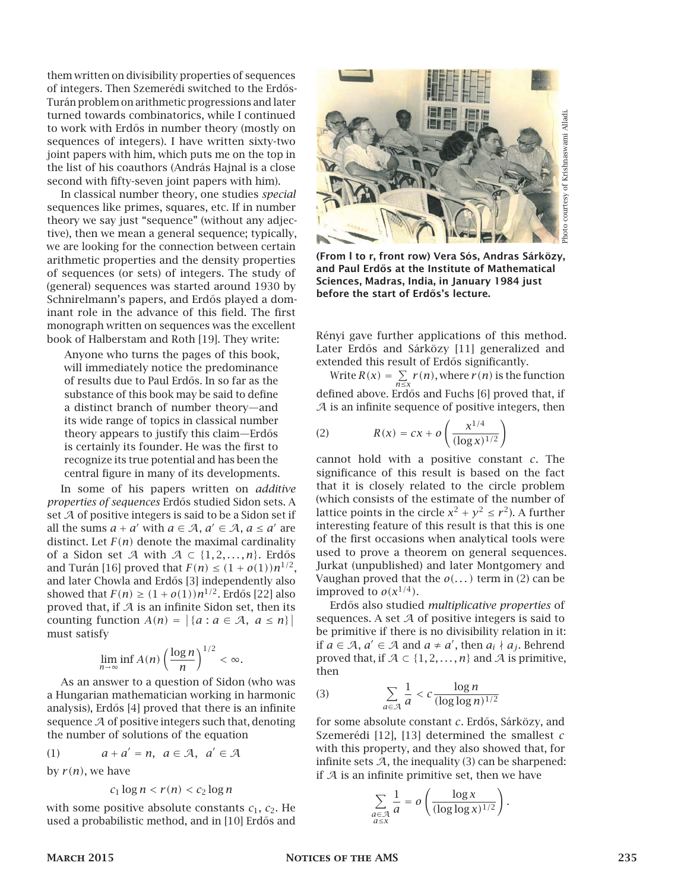them written on divisibility properties of sequences of integers. Then Szemerédi switched to the Erdős-Turán problem on arithmetic progressions and later turned towards combinatorics, while I continued to work with Erdős in number theory (mostly on sequences of integers). I have written sixty-two joint papers with him, which puts me on the top in the list of his coauthors (András Hajnal is a close second with fifty-seven joint papers with him).

In classical number theory, one studies *special* sequences like primes, squares, etc. If in number theory we say just "sequence" (without any adjective), then we mean a general sequence; typically, we are looking for the connection between certain arithmetic properties and the density properties of sequences (or sets) of integers. The study of (general) sequences was started around 1930 by Schnirelmann's papers, and Erdős played a dominant role in the advance of this field. The first monograph written on sequences was the excellent book of Halberstam and Roth [19]. They write:

> Anyone who turns the pages of this book, will immediately notice the predominance of results due to Paul Erdős. In so far as the substance of this book may be said to define a distinct branch of number theory—and its wide range of topics in classical number theory appears to justify this claim—Erdős is certainly its founder. He was the first to recognize its true potential and has been the central figure in many of its developments.

In some of his papers written on *additive properties of sequences* Erdős studied Sidon sets. A set $\mathcal{A}$ of positive integers is said to be a Sidon set if all the sums $a + a'$ with $a \in \mathcal{A}$, $a' \in \mathcal{A}$, $a \le a'$ are distinct. Let $F(n)$ denote the maximal cardinality of a Sidon set $\mathcal{A}$ with $\mathcal{A} \subset \{1, 2, \dots, n\}$. Erdős and Turán [16] proved that $F(n) \le (1 + o(1))n^{1/2}$, and later Chowla and Erdős [3] independently also showed that $F(n) \ge (1 + o(1))n^{1/2}$. Erdős [22] also proved that, if $\mathcal{A}$ is an infinite Sidon set, then its counting function $A(n) = |\{a : a \in \mathcal{A},\ a \le n\}|$ must satisfy

$$\liminf_{n\to\infty} A(n)\left(\frac{\log n}{n}\right)^{1/2} < \infty.$$

As an answer to a question of Sidon (who was a Hungarian mathematician working in harmonic analysis), Erdős [4] proved that there is an infinite sequence $\mathcal{A}$ of positive integers such that, denoting the number of solutions of the equation

$$(1) \qquad a + a' = n,\ a \in \mathcal{A},\ a' \in \mathcal{A}$$

by $r(n)$, we have

$$c_1 \log n < r(n) < c_2 \log n$$

with some positive absolute constants $c_1$, $c_2$. He used a probabilistic method, and in [10] Erdős and Rényi gave further applications of this method. Later Erdős and Sárközy [11] generalized and extended this result of Erdős significantly.

(From l to r, front row) Vera Sós, Andras Sárközy, and Paul Erdős at the Institute of Mathematical Sciences, Madras, India, in January 1984 just before the start of Erdős's lecture.

Photo courtesy of Krishnaswami Alladi.

Write $R(x) = \sum_{n\le x} r(n)$, where $r(n)$ is the function defined above. Erdős and Fuchs [6] proved that, if $\mathcal{A}$ is an infinite sequence of positive integers, then

$$(2) \qquad R(x) = cx + o\left(\frac{x^{1/4}}{(\log x)^{1/2}}\right)$$

cannot hold with a positive constant $c$. The significance of this result is based on the fact that it is closely related to the circle problem (which consists of the estimate of the number of lattice points in the circle $x^2 + y^2 \le r^2$). A further interesting feature of this result is that this is one of the first occasions when analytical tools were used to prove a theorem on general sequences. Jurkat (unpublished) and later Montgomery and Vaughan proved that the $o(\dots)$ term in (2) can be improved to $o(x^{1/4})$.

Erdős also studied *multiplicative properties* of sequences. A set $\mathcal{A}$ of positive integers is said to be primitive if there is no divisibility relation in it: if $a \in \mathcal{A}$, $a' \in \mathcal{A}$ and $a \ne a'$, then $a_i \nmid a_j$. Behrend proved that, if $\mathcal{A} \subset \{1, 2, \dots, n\}$ and $\mathcal{A}$ is primitive, then

$$(3) \qquad \sum_{a\in\mathcal{A}} \frac{1}{a} < c\frac{\log n}{(\log\log n)^{1/2}}$$

for some absolute constant $c$. Erdős, Sárközy, and Szemerédi [12], [13] determined the smallest $c$ with this property, and they also showed that, for infinite sets $\mathcal{A}$, the inequality (3) can be sharpened: if $\mathcal{A}$ is an infinite primitive set, then we have

$$\sum_{\substack{a\in\mathcal{A}\\ a\le x}} \frac{1}{a} = o\left(\frac{\log x}{(\log\log x)^{1/2}}\right).$$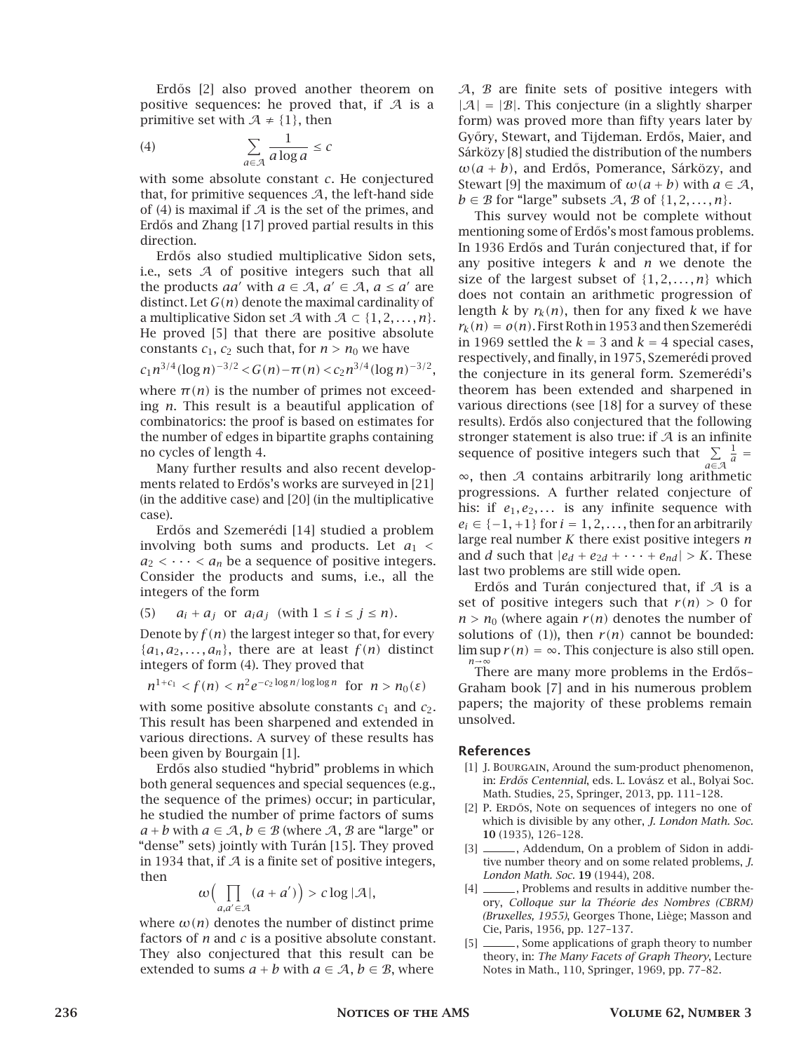Erdős [2] also proved another theorem on positive sequences: he proved that, if $\mathcal{A}$ is a primitive set with $\mathcal{A} \neq \{1\}$, then

$$\sum_{a \in \mathcal{A}} \frac{1}{a \log a} \leq c \tag{4}$$

with some absolute constant $c$. He conjectured that, for primitive sequences $\mathcal{A}$, the left-hand side of (4) is maximal if $\mathcal{A}$ is the set of the primes, and Erdős and Zhang [17] proved partial results in this direction.

Erdős also studied multiplicative Sidon sets, i.e., sets $\mathcal{A}$ of positive integers such that all the products $aa'$ with $a \in \mathcal{A}$, $a' \in \mathcal{A}$, $a \leq a'$ are distinct. Let $G(n)$ denote the maximal cardinality of a multiplicative Sidon set $\mathcal{A}$ with $\mathcal{A} \subset \{1, 2, \ldots, n\}$. He proved [5] that there are positive absolute constants $c_1$, $c_2$ such that, for $n > n_0$ we have

$$c_1 n^{3/4} (\log n)^{-3/2} < G(n) - \pi(n) < c_2 n^{3/4} (\log n)^{-3/2},$$

where $\pi(n)$ is the number of primes not exceeding $n$. This result is a beautiful application of combinatorics: the proof is based on estimates for the number of edges in bipartite graphs containing no cycles of length 4.

Many further results and also recent developments related to Erdős's works are surveyed in [21] (in the additive case) and [20] (in the multiplicative case).

Erdős and Szemerédi [14] studied a problem involving both sums and products. Let $a_1 < a_2 < \cdots < a_n$ be a sequence of positive integers. Consider the products and sums, i.e., all the integers of the form

$$a_i + a_j \text{ or } a_i a_j \quad (\text{with } 1 \leq i \leq j \leq n). \tag{5}$$

Denote by $f(n)$ the largest integer so that, for every $\{a_1, a_2, \ldots, a_n\}$, there are at least $f(n)$ distinct integers of form (4). They proved that

$$n^{1+c_1} < f(n) < n^2 e^{-c_2 \log n / \log \log n} \text{ for } n > n_0(\varepsilon)$$

with some positive absolute constants $c_1$ and $c_2$. This result has been sharpened and extended in various directions. A survey of these results has been given by Bourgain [1].

Erdős also studied "hybrid" problems in which both general sequences and special sequences (e.g., the sequence of the primes) occur; in particular, he studied the number of prime factors of sums $a + b$ with $a \in \mathcal{A}$, $b \in \mathcal{B}$ (where $\mathcal{A}$, $\mathcal{B}$ are "large" or "dense" sets) jointly with Turán [15]. They proved in 1934 that, if $\mathcal{A}$ is a finite set of positive integers, then

$$\omega\Big( \prod_{a, a' \in \mathcal{A}} (a + a') \Big) > c \log |\mathcal{A}|,$$

where $\omega(n)$ denotes the number of distinct prime factors of $n$ and $c$ is a positive absolute constant. They also conjectured that this result can be extended to sums $a + b$ with $a \in \mathcal{A}$, $b \in \mathcal{B}$, where $\mathcal{A}$, $\mathcal{B}$ are finite sets of positive integers with $|\mathcal{A}| = |\mathcal{B}|$. This conjecture (in a slightly sharper form) was proved more than fifty years later by Győry, Stewart, and Tijdeman. Erdős, Maier, and Sárközy [8] studied the distribution of the numbers $\omega(a + b)$, and Erdős, Pomerance, Sárközy, and Stewart [9] the maximum of $\omega(a + b)$ with $a \in \mathcal{A}$, $b \in \mathcal{B}$ for "large" subsets $\mathcal{A}$, $\mathcal{B}$ of $\{1, 2, \ldots, n\}$.

This survey would not be complete without mentioning some of Erdős's most famous problems. In 1936 Erdős and Turán conjectured that, if for any positive integers $k$ and $n$ we denote the size of the largest subset of $\{1, 2, \ldots, n\}$ which does not contain an arithmetic progression of length $k$ by $r_k(n)$, then for any fixed $k$ we have $r_k(n) = o(n)$. First Roth in 1953 and then Szemerédi in 1969 settled the $k = 3$ and $k = 4$ special cases, respectively, and finally, in 1975, Szemerédi proved the conjecture in its general form. Szemerédi's theorem has been extended and sharpened in various directions (see [18] for a survey of these results). Erdős also conjectured that the following stronger statement is also true: if $\mathcal{A}$ is an infinite sequence of positive integers such that $\sum_{a \in \mathcal{A}} \frac{1}{a} = \infty$, then $\mathcal{A}$ contains arbitrarily long arithmetic progressions. A further related conjecture of his: if $e_1, e_2, \ldots$ is any infinite sequence with $e_i \in \{-1, +1\}$ for $i = 1, 2, \ldots$, then for an arbitrarily large real number $K$ there exist positive integers $n$ and $d$ such that $|e_d + e_{2d} + \cdots + e_{nd}| > K$. These last two problems are still wide open.

Erdős and Turán conjectured that, if $\mathcal{A}$ is a set of positive integers such that $r(n) > 0$ for $n > n_0$ (where again $r(n)$ denotes the number of solutions of (1)), then $r(n)$ cannot be bounded: $\limsup_{n \to \infty} r(n) = \infty$. This conjecture is also still open.

There are many more problems in the Erdős–Graham book [7] and in his numerous problem papers; the majority of these problems remain unsolved.

## References

[1] J. Bourgain, Around the sum-product phenomenon, in: *Erdős Centennial*, eds. L. Lovász et al., Bolyai Soc. Math. Studies, 25, Springer, 2013, pp. 111–128.

[2] P. Erdős, Note on sequences of integers no one of which is divisible by any other, *J. London Math. Soc.* **10** (1935), 126–128.

[3] ______, Addendum, On a problem of Sidon in additive number theory and on some related problems, *J. London Math. Soc.* **19** (1944), 208.

[4] ______, Problems and results in additive number theory, *Colloque sur la Théorie des Nombres (CBRM) (Bruxelles, 1955)*, Georges Thone, Liège; Masson and Cie, Paris, 1956, pp. 127–137.

[5] ______, Some applications of graph theory to number theory, in: *The Many Facets of Graph Theory*, Lecture Notes in Math., 110, Springer, 1969, pp. 77–82.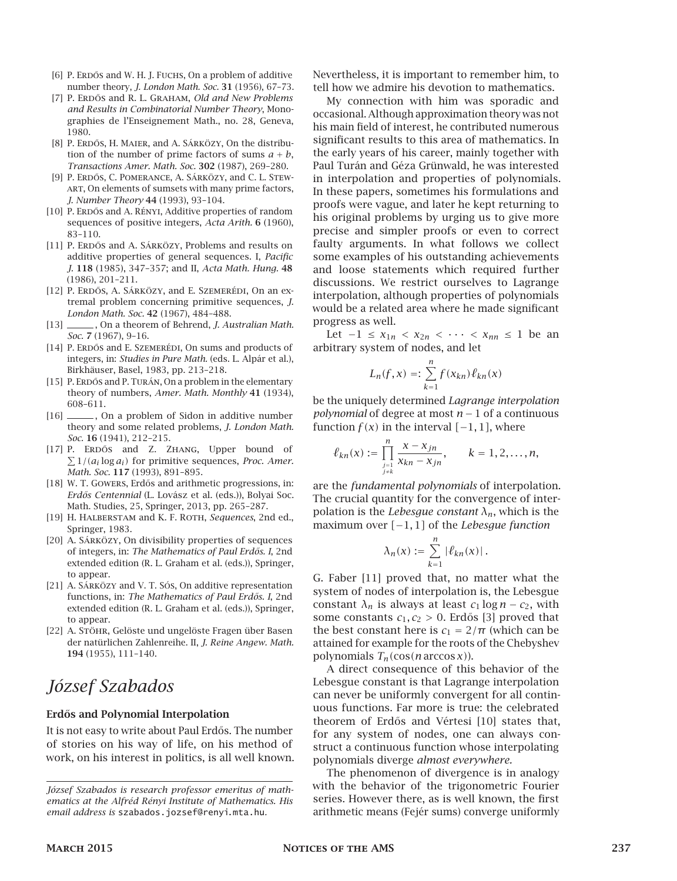[6] P. Erdős and W. H. J. Fuchs, On a problem of additive number theory, *J. London Math. Soc.* **31** (1956), 67–73.

[7] P. Erdős and R. L. Graham, *Old and New Problems and Results in Combinatorial Number Theory*, Monographies de l'Enseignement Math., no. 28, Geneva, 1980.

[8] P. Erdős, H. Maier, and A. Sárközy, On the distribution of the number of prime factors of sums $a + b$, *Transactions Amer. Math. Soc.* **302** (1987), 269–280.

[9] P. Erdős, C. Pomerance, A. Sárközy, and C. L. Stewart, On elements of sumsets with many prime factors, *J. Number Theory* **44** (1993), 93–104.

[10] P. Erdős and A. Rényi, Additive properties of random sequences of positive integers, *Acta Arith.* **6** (1960), 83–110.

[11] P. Erdős and A. Sárközy, Problems and results on additive properties of general sequences. I, *Pacific J.* **118** (1985), 347–357; and II, *Acta Math. Hung.* **48** (1986), 201–211.

[12] P. Erdős, A. Sárközy, and E. Szemerédi, On an extremal problem concerning primitive sequences, *J. London Math. Soc.* **42** (1967), 484–488.

[13] ______, On a theorem of Behrend, *J. Australian Math. Soc.* **7** (1967), 9–16.

[14] P. Erdős and E. Szemerédi, On sums and products of integers, in: *Studies in Pure Math.* (eds. L. Alpár et al.), Birkhäuser, Basel, 1983, pp. 213–218.

[15] P. Erdős and P. Turán, On a problem in the elementary theory of numbers, *Amer. Math. Monthly* **41** (1934), 608–611.

[16] ______, On a problem of Sidon in additive number theory and some related problems, *J. London Math. Soc.* **16** (1941), 212–215.

[17] P. Erdős and Z. Zhang, Upper bound of $\sum 1/(a_i \log a_i)$ for primitive sequences, *Proc. Amer. Math. Soc.* **117** (1993), 891–895.

[18] W. T. Gowers, Erdős and arithmetic progressions, in: *Erdős Centennial* (L. Lovász et al. (eds.)), Bolyai Soc. Math. Studies, 25, Springer, 2013, pp. 265–287.

[19] H. Halberstam and K. F. Roth, *Sequences*, 2nd ed., Springer, 1983.

[20] A. Sárközy, On divisibility properties of sequences of integers, in: *The Mathematics of Paul Erdős. I*, 2nd extended edition (R. L. Graham et al. (eds.)), Springer, to appear.

[21] A. Sárközy and V. T. Sós, On additive representation functions, in: *The Mathematics of Paul Erdős. I*, 2nd extended edition (R. L. Graham et al. (eds.)), Springer, to appear.

[22] A. Stöhr, Gelöste und ungelöste Fragen über Basen der natürlichen Zahlenreihe. II, *J. Reine Angew. Math.* **194** (1955), 111–140.

# *József Szabados*

### Erdős and Polynomial Interpolation

It is not easy to write about Paul Erdős. The number of stories on his way of life, on his method of work, on his interest in politics, is all well known. Nevertheless, it is important to remember him, to tell how we admire his devotion to mathematics.

My connection with him was sporadic and occasional. Although approximation theory was not his main field of interest, he contributed numerous significant results to this area of mathematics. In the early years of his career, mainly together with Paul Turán and Géza Grünwald, he was interested in interpolation and properties of polynomials. In these papers, sometimes his formulations and proofs were vague, and later he kept returning to his original problems by urging us to give more precise and simpler proofs or even to correct faulty arguments. In what follows we collect some examples of his outstanding achievements and loose statements which required further discussions. We restrict ourselves to Lagrange interpolation, although properties of polynomials would be a related area where he made significant progress as well.

Let $-1 \le x_{1n} < x_{2n} < \cdots < x_{nn} \le 1$ be an arbitrary system of nodes, and let

$$L_n(f, x) =: \sum_{k=1}^{n} f(x_{kn}) \ell_{kn}(x)$$

be the uniquely determined *Lagrange interpolation polynomial* of degree at most $n - 1$ of a continuous function $f(x)$ in the interval $[-1, 1]$, where

$$\ell_{kn}(x) := \prod_{\substack{j=1 \\ j \ne k}}^{n} \frac{x - x_{jn}}{x_{kn} - x_{jn}}, \qquad k = 1, 2, \ldots, n,$$

are the *fundamental polynomials* of interpolation. The crucial quantity for the convergence of interpolation is the *Lebesgue constant* $\lambda_n$, which is the maximum over $[-1, 1]$ of the *Lebesgue function*

$$\lambda_n(x) := \sum_{k=1}^{n} |\ell_{kn}(x)| .$$

G. Faber [11] proved that, no matter what the system of nodes of interpolation is, the Lebesgue constant $\lambda_n$ is always at least $c_1 \log n - c_2$, with some constants $c_1, c_2 > 0$. Erdős [3] proved that the best constant here is $c_1 = 2/\pi$ (which can be attained for example for the roots of the Chebyshev polynomials $T_n(\cos(n \arccos x))$.

A direct consequence of this behavior of the Lebesgue constant is that Lagrange interpolation can never be uniformly convergent for all continuous functions. Far more is true: the celebrated theorem of Erdős and Vértesi [10] states that, for any system of nodes, one can always construct a continuous function whose interpolating polynomials diverge *almost everywhere*.

The phenomenon of divergence is in analogy with the behavior of the trigonometric Fourier series. However there, as is well known, the first arithmetic means (Fejér sums) converge uniformly

*József Szabados is research professor emeritus of mathematics at the Alfréd Rényi Institute of Mathematics. His email address is* szabados.jozsef@renyi.mta.hu.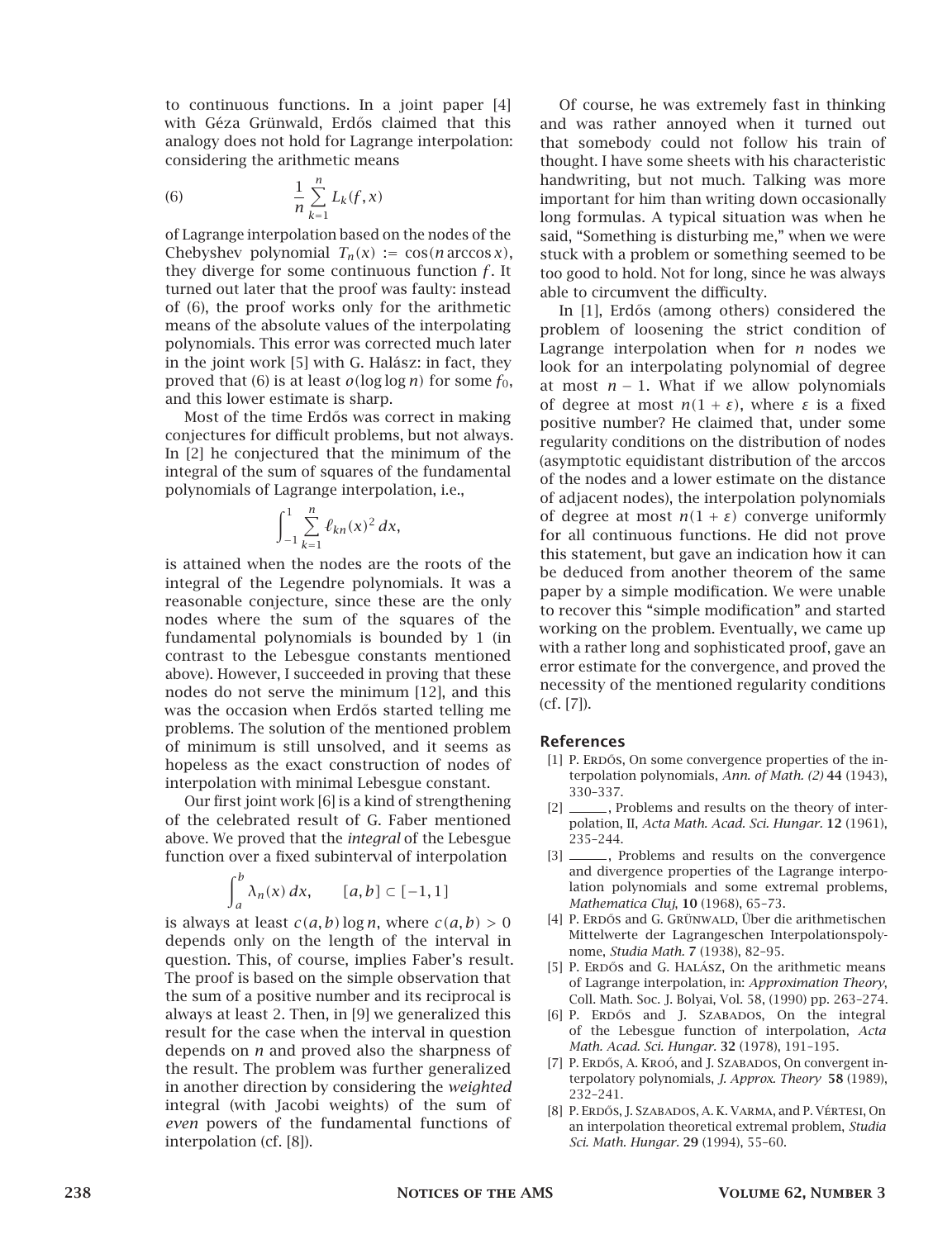to continuous functions. In a joint paper [4] with Géza Grünwald, Erdős claimed that this analogy does not hold for Lagrange interpolation: considering the arithmetic means

$$\frac{1}{n}\sum_{k=1}^{n} L_k(f,x) \tag{6}$$

of Lagrange interpolation based on the nodes of the Chebyshev polynomial $T_n(x) := \cos(n \arccos x)$, they diverge for some continuous function $f$. It turned out later that the proof was faulty: instead of (6), the proof works only for the arithmetic means of the absolute values of the interpolating polynomials. This error was corrected much later in the joint work [5] with G. Halász: in fact, they proved that (6) is at least $o(\log\log n)$ for some $f_0$, and this lower estimate is sharp.

Most of the time Erdős was correct in making conjectures for difficult problems, but not always. In [2] he conjectured that the minimum of the integral of the sum of squares of the fundamental polynomials of Lagrange interpolation, i.e.,

$$\int_{-1}^{1}\sum_{k=1}^{n} \ell_{kn}(x)^2\,dx,$$

is attained when the nodes are the roots of the integral of the Legendre polynomials. It was a reasonable conjecture, since these are the only nodes where the sum of the squares of the fundamental polynomials is bounded by 1 (in contrast to the Lebesgue constants mentioned above). However, I succeeded in proving that these nodes do not serve the minimum [12], and this was the occasion when Erdős started telling me problems. The solution of the mentioned problem of minimum is still unsolved, and it seems as hopeless as the exact construction of nodes of interpolation with minimal Lebesgue constant.

Our first joint work [6] is a kind of strengthening of the celebrated result of G. Faber mentioned above. We proved that the *integral* of the Lebesgue function over a fixed subinterval of interpolation

$$\int_a^b \lambda_n(x)\,dx, \qquad [a,b]\subset[-1,1]$$

is always at least $c(a,b)\log n$, where $c(a,b) > 0$ depends only on the length of the interval in question. This, of course, implies Faber's result. The proof is based on the simple observation that the sum of a positive number and its reciprocal is always at least 2. Then, in [9] we generalized this result for the case when the interval in question depends on $n$ and proved also the sharpness of the result. The problem was further generalized in another direction by considering the *weighted* integral (with Jacobi weights) of the sum of *even* powers of the fundamental functions of interpolation (cf. [8]).

Of course, he was extremely fast in thinking and was rather annoyed when it turned out that somebody could not follow his train of thought. I have some sheets with his characteristic handwriting, but not much. Talking was more important for him than writing down occasionally long formulas. A typical situation was when he said, "Something is disturbing me," when we were stuck with a problem or something seemed to be too good to hold. Not for long, since he was always able to circumvent the difficulty.

In [1], Erdős (among others) considered the problem of loosening the strict condition of Lagrange interpolation when for $n$ nodes we look for an interpolating polynomial of degree at most $n-1$. What if we allow polynomials of degree at most $n(1+\varepsilon)$, where $\varepsilon$ is a fixed positive number? He claimed that, under some regularity conditions on the distribution of nodes (asymptotic equidistant distribution of the arccos of the nodes and a lower estimate on the distance of adjacent nodes), the interpolation polynomials of degree at most $n(1+\varepsilon)$ converge uniformly for all continuous functions. He did not prove this statement, but gave an indication how it can be deduced from another theorem of the same paper by a simple modification. We were unable to recover this "simple modification" and started working on the problem. Eventually, we came up with a rather long and sophisticated proof, gave an error estimate for the convergence, and proved the necessity of the mentioned regularity conditions (cf. [7]).

### References

[1] P. Erdős, On some convergence properties of the interpolation polynomials, *Ann. of Math. (2)* **44** (1943), 330–337.

[2] ______, Problems and results on the theory of interpolation, II, *Acta Math. Acad. Sci. Hungar.* **12** (1961), 235–244.

[3] ______, Problems and results on the convergence and divergence properties of the Lagrange interpolation polynomials and some extremal problems, *Mathematica Cluj*, **10** (1968), 65–73.

[4] P. Erdős and G. Grünwald, Über die arithmetischen Mittelwerte der Lagrangeschen Interpolationspolynome, *Studia Math.* **7** (1938), 82–95.

[5] P. Erdős and G. Halász, On the arithmetic means of Lagrange interpolation, in: *Approximation Theory*, Coll. Math. Soc. J. Bolyai, Vol. 58, (1990) pp. 263–274.

[6] P. Erdős and J. Szabados, On the integral of the Lebesgue function of interpolation, *Acta Math. Acad. Sci. Hungar.* **32** (1978), 191–195.

[7] P. Erdős, A. Kroó, and J. Szabados, On convergent interpolatory polynomials, *J. Approx. Theory* **58** (1989), 232–241.

[8] P. Erdős, J. Szabados, A. K. Varma, and P. Vértesi, On an interpolation theoretical extremal problem, *Studia Sci. Math. Hungar.* **29** (1994), 55–60.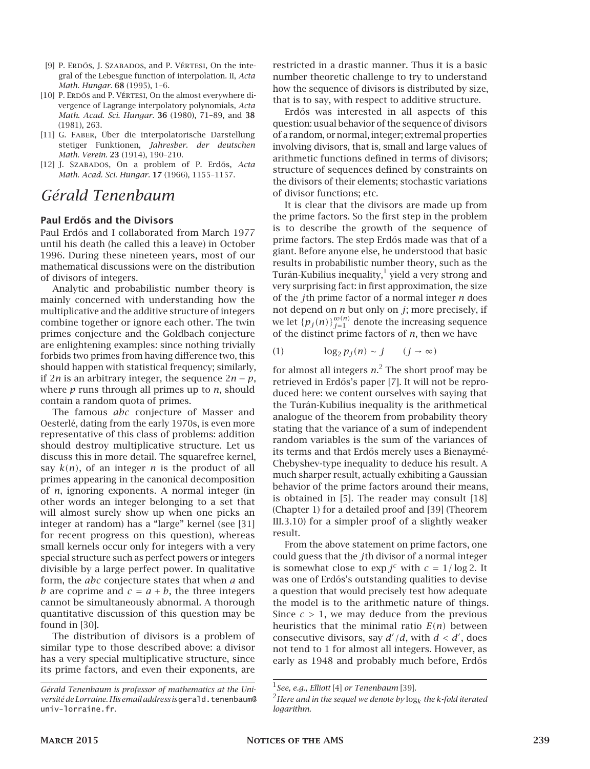[9] P. Erdős, J. Szabados, and P. Vértesi, On the integral of the Lebesgue function of interpolation. II, *Acta Math. Hungar.* **68** (1995), 1–6.

[10] P. Erdős and P. Vértesi, On the almost everywhere divergence of Lagrange interpolatory polynomials, *Acta Math. Acad. Sci. Hungar.* **36** (1980), 71–89, and **38** (1981), 263.

[11] G. Faber, Über die interpolatorische Darstellung stetiger Funktionen, *Jahresber. der deutschen Math. Verein.* **23** (1914), 190–210.

[12] J. Szabados, On a problem of P. Erdős, *Acta Math. Acad. Sci. Hungar.* **17** (1966), 1155–1157.

# *Gérald Tenenbaum*

### Paul Erdős and the Divisors

Paul Erdős and I collaborated from March 1977 until his death (he called this a leave) in October 1996. During these nineteen years, most of our mathematical discussions were on the distribution of divisors of integers.

Analytic and probabilistic number theory is mainly concerned with understanding how the multiplicative and the additive structure of integers combine together or ignore each other. The twin primes conjecture and the Goldbach conjecture are enlightening examples: since nothing trivially forbids two primes from having difference two, this should happen with statistical frequency; similarly, if $2n$ is an arbitrary integer, the sequence $2n - p$, where $p$ runs through all primes up to $n$, should contain a random quota of primes.

The famous *abc* conjecture of Masser and Oesterlé, dating from the early 1970s, is even more representative of this class of problems: addition should destroy multiplicative structure. Let us discuss this in more detail. The squarefree kernel, say $k(n)$, of an integer $n$ is the product of all primes appearing in the canonical decomposition of $n$, ignoring exponents. A normal integer (in other words an integer belonging to a set that will almost surely show up when one picks an integer at random) has a "large" kernel (see [31] for recent progress on this question), whereas small kernels occur only for integers with a very special structure such as perfect powers or integers divisible by a large perfect power. In qualitative form, the *abc* conjecture states that when $a$ and $b$ are coprime and $c = a + b$, the three integers cannot be simultaneously abnormal. A thorough quantitative discussion of this question may be found in [30].

The distribution of divisors is a problem of similar type to those described above: a divisor has a very special multiplicative structure, since its prime factors, and even their exponents, are restricted in a drastic manner. Thus it is a basic number theoretic challenge to try to understand how the sequence of divisors is distributed by size, that is to say, with respect to additive structure.

Erdős was interested in all aspects of this question: usual behavior of the sequence of divisors of a random, or normal, integer; extremal properties involving divisors, that is, small and large values of arithmetic functions defined in terms of divisors; structure of sequences defined by constraints on the divisors of their elements; stochastic variations of divisor functions; etc.

It is clear that the divisors are made up from the prime factors. So the first step in the problem is to describe the growth of the sequence of prime factors. The step Erdős made was that of a giant. Before anyone else, he understood that basic results in probabilistic number theory, such as the Turán-Kubilius inequality,[1] yield a very strong and very surprising fact: in first approximation, the size of the $j$th prime factor of a normal integer $n$ does not depend on $n$ but only on $j$; more precisely, if we let $\{p_j(n)\}_{j=1}^{\omega(n)}$ denote the increasing sequence of the distinct prime factors of $n$, then we have

$$(1) \qquad \log_2 p_j(n) \sim j \qquad (j \to \infty)$$

for almost all integers $n$.[2] The short proof may be retrieved in Erdős's paper [7]. It will not be reproduced here: we content ourselves with saying that the Turán-Kubilius inequality is the arithmetical analogue of the theorem from probability theory stating that the variance of a sum of independent random variables is the sum of the variances of its terms and that Erdős merely uses a Bienaymé-Chebyshev-type inequality to deduce his result. A much sharper result, actually exhibiting a Gaussian behavior of the prime factors around their means, is obtained in [5]. The reader may consult [18] (Chapter 1) for a detailed proof and [39] (Theorem III.3.10) for a simpler proof of a slightly weaker result.

From the above statement on prime factors, one could guess that the $j$th divisor of a normal integer is somewhat close to $\exp j^c$ with $c = 1/\log 2$. It was one of Erdős's outstanding qualities to devise a question that would precisely test how adequate the model is to the arithmetic nature of things. Since $c > 1$, we may deduce from the previous heuristics that the minimal ratio $E(n)$ between consecutive divisors, say $d'/d$, with $d < d'$, does not tend to 1 for almost all integers. However, as early as 1948 and probably much before, Erdős

*Gérald Tenenbaum is professor of mathematics at the Université de Lorraine. His email address is* `gerald.tenenbaum@univ-lorraine.fr`.

[1] *See, e.g., Elliott* [4] *or Tenenbaum* [39].

[2] *Here and in the sequel we denote by* $\log_k$ *the k-fold iterated logarithm.*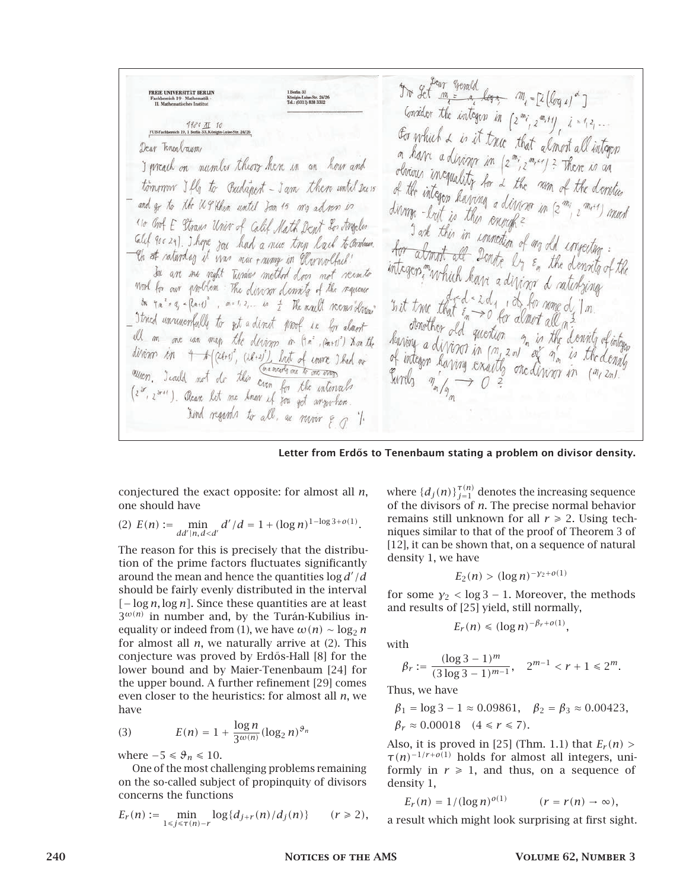Letter from Erdős to Tenenbaum stating a problem on divisor density.

conjectured the exact opposite: for almost all $n$, one should have

$$(2)\quad E(n) := \min_{dd'|n, d<d'} d'/d = 1 + (\log n)^{1-\log 3+o(1)}.$$

The reason for this is precisely that the distribution of the prime factors fluctuates significantly around the mean and hence the quantities $\log d'/d$ should be fairly evenly distributed in the interval $[-\log n, \log n]$. Since these quantities are at least $3^{\omega(n)}$ in number and, by the Turán-Kubilius inequality or indeed from (1), we have $\omega(n) \sim \log_2 n$ for almost all $n$, we naturally arrive at (2). This conjecture was proved by Erdős-Hall [8] for the lower bound and by Maier-Tenenbaum [24] for the upper bound. A further refinement [29] comes even closer to the heuristics: for almost all $n$, we have

$$(3)\qquad E(n) = 1 + \frac{\log n}{3^{\omega(n)}} (\log_2 n)^{\vartheta_n}$$

where $-5 \leqslant \vartheta_n \leqslant 10$.

One of the most challenging problems remaining on the so-called subject of propinquity of divisors concerns the functions

$$E_r(n) := \min_{1 \leqslant j \leqslant \tau(n)-r} \log\{d_{j+r}(n)/d_j(n)\} \qquad (r \geqslant 2),$$

where $\{d_j(n)\}_{j=1}^{\tau(n)}$ denotes the increasing sequence of the divisors of $n$. The precise normal behavior remains still unknown for all $r \geqslant 2$. Using techniques similar to that of the proof of Theorem 3 of [12], it can be shown that, on a sequence of natural density 1, we have

$$E_2(n) > (\log n)^{-\gamma_2 + o(1)}$$

for some $\gamma_2 < \log 3 - 1$. Moreover, the methods and results of [25] yield, still normally,

$$E_r(n) \leqslant (\log n)^{-\beta_r + o(1)},$$

with

$$\beta_r := \frac{(\log 3 - 1)^m}{(3\log 3 - 1)^{m-1}}, \quad 2^{m-1} < r + 1 \leqslant 2^m.$$

Thus, we have

$$\beta_1 = \log 3 - 1 \approx 0.09861, \quad \beta_2 = \beta_3 \approx 0.00423,$$
$$\beta_r \approx 0.00018 \quad (4 \leqslant r \leqslant 7).$$

Also, it is proved in [25] (Thm. 1.1) that $E_r(n) > \tau(n)^{-1/r+o(1)}$ holds for almost all integers, uniformly in $r \geqslant 1$, and thus, on a sequence of density 1,

$$E_r(n) = 1/(\log n)^{o(1)} \qquad (r = r(n) \to \infty),$$

a result which might look surprising at first sight.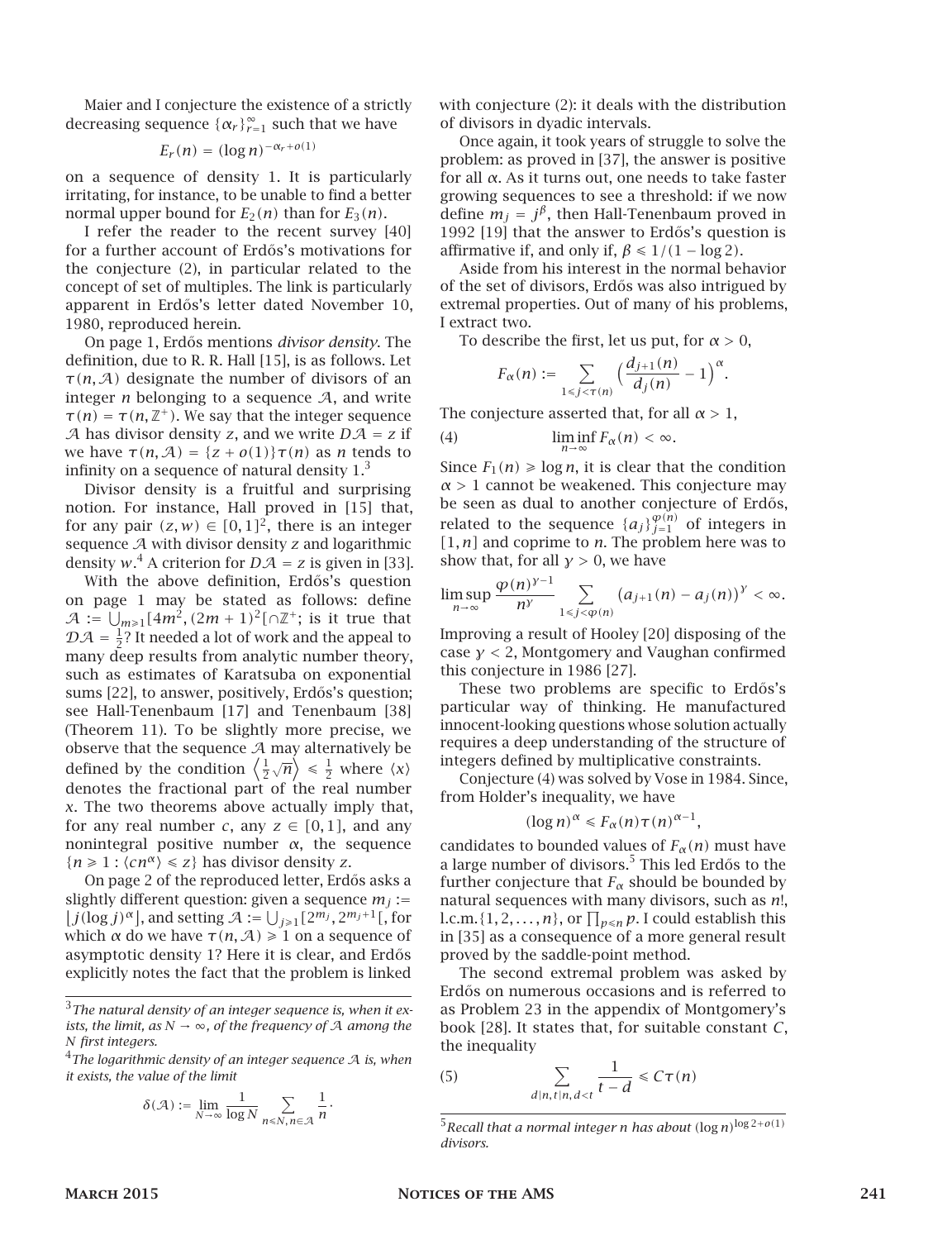Maier and I conjecture the existence of a strictly decreasing sequence $\{\alpha_r\}_{r=1}^{\infty}$ such that we have

$$E_r(n) = (\log n)^{-\alpha_r + o(1)}$$

on a sequence of density 1. It is particularly irritating, for instance, to be unable to find a better normal upper bound for $E_2(n)$ than for $E_3(n)$.

I refer the reader to the recent survey [40] for a further account of Erdős's motivations for the conjecture (2), in particular related to the concept of set of multiples. The link is particularly apparent in Erdős's letter dated November 10, 1980, reproduced herein.

On page 1, Erdős mentions *divisor density*. The definition, due to R. R. Hall [15], is as follows. Let $\tau(n, \mathcal{A})$ designate the number of divisors of an integer $n$ belonging to a sequence $\mathcal{A}$, and write $\tau(n) = \tau(n, \mathbb{Z}^+)$. We say that the integer sequence $\mathcal{A}$ has divisor density $z$, and we write $D\mathcal{A} = z$ if we have $\tau(n, \mathcal{A}) = \{z + o(1)\}\tau(n)$ as $n$ tends to infinity on a sequence of natural density 1.[3]

Divisor density is a fruitful and surprising notion. For instance, Hall proved in [15] that, for any pair $(z, w) \in [0, 1]^2$, there is an integer sequence $\mathcal{A}$ with divisor density $z$ and logarithmic density $w$.[4] A criterion for $D\mathcal{A} = z$ is given in [33].

With the above definition, Erdős's question on page 1 may be stated as follows: define $\mathcal{A} := \bigcup_{m \geqslant 1} [4m^2, (2m+1)^2[ \cap \mathbb{Z}^+$; is it true that $\mathcal{D}\mathcal{A} = \frac{1}{2}$? It needed a lot of work and the appeal to many deep results from analytic number theory, such as estimates of Karatsuba on exponential sums [22], to answer, positively, Erdős's question; see Hall-Tenenbaum [17] and Tenenbaum [38] (Theorem 11). To be slightly more precise, we observe that the sequence $\mathcal{A}$ may alternatively be defined by the condition $\left\langle \frac{1}{2}\sqrt{n} \right\rangle \leqslant \frac{1}{2}$ where $\langle x \rangle$ denotes the fractional part of the real number $x$. The two theorems above actually imply that, for any real number $c$, any $z \in [0, 1]$, and any nonintegral positive number $\alpha$, the sequence $\{n \geqslant 1 : \langle cn^{\alpha} \rangle \leqslant z\}$ has divisor density $z$.

On page 2 of the reproduced letter, Erdős asks a slightly different question: given a sequence $m_j := \lfloor j(\log j)^{\alpha} \rfloor$, and setting $\mathcal{A} := \bigcup_{j \geqslant 1} [2^{m_j}, 2^{m_j+1}[$, for which $\alpha$ do we have $\tau(n, \mathcal{A}) \geqslant 1$ on a sequence of asymptotic density 1? Here it is clear, and Erdős explicitly notes the fact that the problem is linked with conjecture (2): it deals with the distribution of divisors in dyadic intervals.

Once again, it took years of struggle to solve the problem: as proved in [37], the answer is positive for all $\alpha$. As it turns out, one needs to take faster growing sequences to see a threshold: if we now define $m_j = j^{\beta}$, then Hall-Tenenbaum proved in 1992 [19] that the answer to Erdős's question is affirmative if, and only if, $\beta \leqslant 1/(1 - \log 2)$.

Aside from his interest in the normal behavior of the set of divisors, Erdős was also intrigued by extremal properties. Out of many of his problems, I extract two.

To describe the first, let us put, for $\alpha > 0$,

$$F_{\alpha}(n) := \sum_{1 \leqslant j < \tau(n)} \Big( \frac{d_{j+1}(n)}{d_j(n)} - 1 \Big)^{\alpha}.$$

The conjecture asserted that, for all $\alpha > 1$,

$$\liminf_{n \to \infty} F_{\alpha}(n) < \infty. \tag{4}$$

Since $F_1(n) \geqslant \log n$, it is clear that the condition $\alpha > 1$ cannot be weakened. This conjecture may be seen as dual to another conjecture of Erdős, related to the sequence $\{a_j\}_{j=1}^{\varphi(n)}$ of integers in $[1, n]$ and coprime to $n$. The problem here was to show that, for all $\gamma > 0$, we have

$$\limsup_{n \to \infty} \frac{\varphi(n)^{\gamma - 1}}{n^{\gamma}} \sum_{1 \leqslant j < \varphi(n)} (a_{j+1}(n) - a_j(n))^{\gamma} < \infty.$$

Improving a result of Hooley [20] disposing of the case $\gamma < 2$, Montgomery and Vaughan confirmed this conjecture in 1986 [27].

These two problems are specific to Erdős's particular way of thinking. He manufactured innocent-looking questions whose solution actually requires a deep understanding of the structure of integers defined by multiplicative constraints.

Conjecture (4) was solved by Vose in 1984. Since, from Holder's inequality, we have

$$(\log n)^{\alpha} \leqslant F_{\alpha}(n)\tau(n)^{\alpha - 1},$$

candidates to bounded values of $F_{\alpha}(n)$ must have a large number of divisors.[5] This led Erdős to the further conjecture that $F_{\alpha}$ should be bounded by natural sequences with many divisors, such as $n!$, l.c.m.$\{1, 2, \ldots, n\}$, or $\prod_{p \leqslant n} p$. I could establish this in [35] as a consequence of a more general result proved by the saddle-point method.

The second extremal problem was asked by Erdős on numerous occasions and is referred to as Problem 23 in the appendix of Montgomery's book [28]. It states that, for suitable constant $C$, the inequality

$$\sum_{d | n, t | n, d < t} \frac{1}{t - d} \leqslant C\tau(n) \tag{5}$$

---

[3] *The natural density of an integer sequence is, when it exists, the limit, as $N \to \infty$, of the frequency of $\mathcal{A}$ among the $N$ first integers.*

[4] *The logarithmic density of an integer sequence $\mathcal{A}$ is, when it exists, the value of the limit*

$$\delta(\mathcal{A}) := \lim_{N \to \infty} \frac{1}{\log N} \sum_{n \leqslant N, n \in \mathcal{A}} \frac{1}{n}.$$

[5] *Recall that a normal integer $n$ has about $(\log n)^{\log 2 + o(1)}$ divisors.*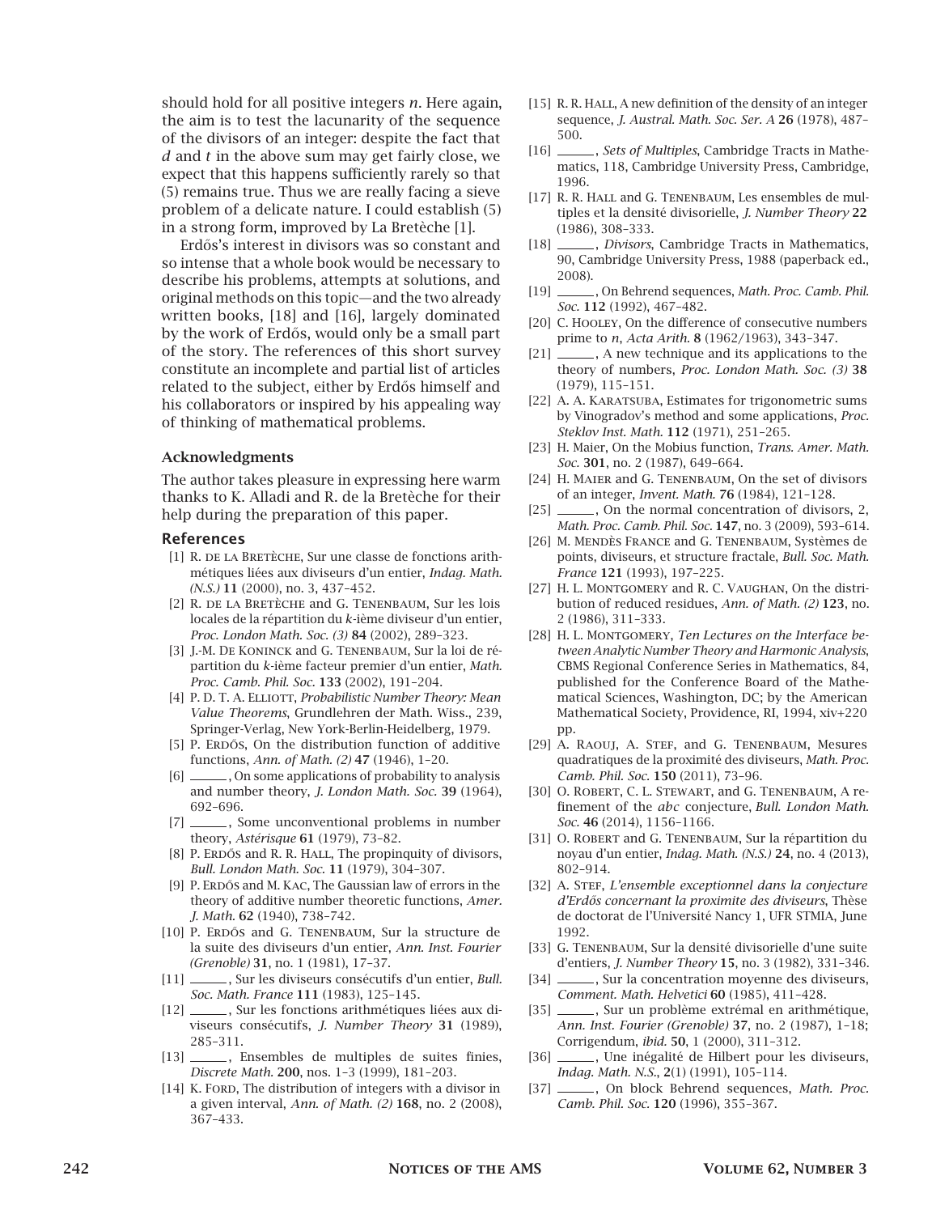should hold for all positive integers $n$. Here again, the aim is to test the lacunarity of the sequence of the divisors of an integer: despite the fact that $d$ and $t$ in the above sum may get fairly close, we expect that this happens sufficiently rarely so that (5) remains true. Thus we are really facing a sieve problem of a delicate nature. I could establish (5) in a strong form, improved by La Bretèche [1].

Erdős's interest in divisors was so constant and so intense that a whole book would be necessary to describe his problems, attempts at solutions, and original methods on this topic—and the two already written books, [18] and [16], largely dominated by the work of Erdős, would only be a small part of the story. The references of this short survey constitute an incomplete and partial list of articles related to the subject, either by Erdős himself and his collaborators or inspired by his appealing way of thinking of mathematical problems.

### Acknowledgments

The author takes pleasure in expressing here warm thanks to K. Alladi and R. de la Bretèche for their help during the preparation of this paper.

## References

[1] R. de la Bretèche, Sur une classe de fonctions arithmétiques liées aux diviseurs d'un entier, *Indag. Math. (N.S.)* **11** (2000), no. 3, 437–452.

[2] R. de la Bretèche and G. Tenenbaum, Sur les lois locales de la répartition du *k*-ième diviseur d'un entier, *Proc. London Math. Soc. (3)* **84** (2002), 289–323.

[3] J.-M. De Koninck and G. Tenenbaum, Sur la loi de répartition du *k*-ième facteur premier d'un entier, *Math. Proc. Camb. Phil. Soc.* **133** (2002), 191–204.

[4] P. D. T. A. Elliott, *Probabilistic Number Theory: Mean Value Theorems*, Grundlehren der Math. Wiss., 239, Springer-Verlag, New York-Berlin-Heidelberg, 1979.

[5] P. Erdős, On the distribution function of additive functions, *Ann. of Math. (2)* **47** (1946), 1–20.

[6] ______, On some applications of probability to analysis and number theory, *J. London Math. Soc.* **39** (1964), 692–696.

[7] ______, Some unconventional problems in number theory, *Astérisque* **61** (1979), 73–82.

[8] P. Erdős and R. R. Hall, The propinquity of divisors, *Bull. London Math. Soc.* **11** (1979), 304–307.

[9] P. Erdős and M. Kac, The Gaussian law of errors in the theory of additive number theoretic functions, *Amer. J. Math.* **62** (1940), 738–742.

[10] P. Erdős and G. Tenenbaum, Sur la structure de la suite des diviseurs d'un entier, *Ann. Inst. Fourier (Grenoble)* **31**, no. 1 (1981), 17–37.

[11] ______, Sur les diviseurs consécutifs d'un entier, *Bull. Soc. Math. France* **111** (1983), 125–145.

[12] ______, Sur les fonctions arithmétiques liées aux diviseurs consécutifs, *J. Number Theory* **31** (1989), 285–311.

[13] ______, Ensembles de multiples de suites finies, *Discrete Math.* **200**, nos. 1–3 (1999), 181–203.

[14] K. Ford, The distribution of integers with a divisor in a given interval, *Ann. of Math. (2)* **168**, no. 2 (2008), 367–433.

[15] R. R. Hall, A new definition of the density of an integer sequence, *J. Austral. Math. Soc. Ser. A* **26** (1978), 487–500.

[16] ______, *Sets of Multiples*, Cambridge Tracts in Mathematics, 118, Cambridge University Press, Cambridge, 1996.

[17] R. R. Hall and G. Tenenbaum, Les ensembles de multiples et la densité divisorielle, *J. Number Theory* **22** (1986), 308–333.

[18] ______, *Divisors*, Cambridge Tracts in Mathematics, 90, Cambridge University Press, 1988 (paperback ed., 2008).

[19] ______, On Behrend sequences, *Math. Proc. Camb. Phil. Soc.* **112** (1992), 467–482.

[20] C. Hooley, On the difference of consecutive numbers prime to *n*, *Acta Arith.* **8** (1962/1963), 343–347.

[21] ______, A new technique and its applications to the theory of numbers, *Proc. London Math. Soc. (3)* **38** (1979), 115–151.

[22] A. A. Karatsuba, Estimates for trigonometric sums by Vinogradov's method and some applications, *Proc. Steklov Inst. Math.* **112** (1971), 251–265.

[23] H. Maier, On the Mobius function, *Trans. Amer. Math. Soc.* **301**, no. 2 (1987), 649–664.

[24] H. Maier and G. Tenenbaum, On the set of divisors of an integer, *Invent. Math.* **76** (1984), 121–128.

[25] ______, On the normal concentration of divisors, 2, *Math. Proc. Camb. Phil. Soc.* **147**, no. 3 (2009), 593–614.

[26] M. Mendès France and G. Tenenbaum, Systèmes de points, diviseurs, et structure fractale, *Bull. Soc. Math. France* **121** (1993), 197–225.

[27] H. L. Montgomery and R. C. Vaughan, On the distribution of reduced residues, *Ann. of Math. (2)* **123**, no. 2 (1986), 311–333.

[28] H. L. Montgomery, *Ten Lectures on the Interface between Analytic Number Theory and Harmonic Analysis*, CBMS Regional Conference Series in Mathematics, 84, published for the Conference Board of the Mathematical Sciences, Washington, DC; by the American Mathematical Society, Providence, RI, 1994, xiv+220 pp.

[29] A. Raouj, A. Stef, and G. Tenenbaum, Mesures quadratiques de la proximité des diviseurs, *Math. Proc. Camb. Phil. Soc.* **150** (2011), 73–96.

[30] O. Robert, C. L. Stewart, and G. Tenenbaum, A refinement of the *abc* conjecture, *Bull. London Math. Soc.* **46** (2014), 1156–1166.

[31] O. Robert and G. Tenenbaum, Sur la répartition du noyau d'un entier, *Indag. Math. (N.S.)* **24**, no. 4 (2013), 802–914.

[32] A. Stef, *L'ensemble exceptionnel dans la conjecture d'Erdős concernant la proximite des diviseurs*, Thèse de doctorat de l'Université Nancy 1, UFR STMIA, June 1992.

[33] G. Tenenbaum, Sur la densité divisorielle d'une suite d'entiers, *J. Number Theory* **15**, no. 3 (1982), 331–346.

[34] ______, Sur la concentration moyenne des diviseurs, *Comment. Math. Helvetici* **60** (1985), 411–428.

[35] ______, Sur un problème extrémal en arithmétique, *Ann. Inst. Fourier (Grenoble)* **37**, no. 2 (1987), 1–18; Corrigendum, *ibid.* **50**, 1 (2000), 311–312.

[36] ______, Une inégalité de Hilbert pour les diviseurs, *Indag. Math. N.S.*, **2**(1) (1991), 105–114.

[37] ______, On block Behrend sequences, *Math. Proc. Camb. Phil. Soc.* **120** (1996), 355–367.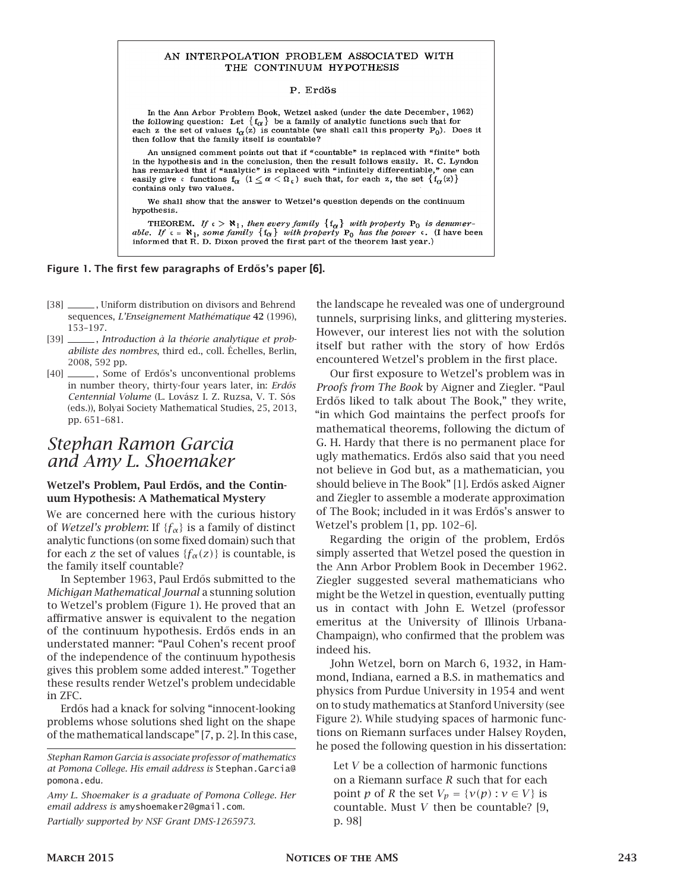AN INTERPOLATION PROBLEM ASSOCIATED WITH THE CONTINUUM HYPOTHESIS

P. Erdös

In the Ann Arbor Problem Book, Wetzel asked (under the date December, 1962) the following question: Let $\{f_\alpha\}$ be a family of analytic functions such that for each z the set of values $f_\alpha(z)$ is countable (we shall call this property $P_0$). Does it then follow that the family itself is countable?

An unsigned comment points out that if "countable" is replaced with "finite" both in the hypothesis and in the conclusion, then the result follows easily. R. C. Lyndon has remarked that if "analytic" is replaced with "infinitely differentiable," one can easily give $\mathfrak{c}$ functions $f_\alpha$ $(1 \leq \alpha < \Omega_\mathfrak{c})$ such that, for each z, the set $\{f_\alpha(z)\}$ contains only two values.

We shall show that the answer to Wetzel's question depends on the continuum hypothesis.

THEOREM. *If $\mathfrak{c} > \aleph_1$, then every family $\{f_\alpha\}$ with property $P_0$ is denumerable. If $\mathfrak{c} = \aleph_1$, some family $\{f_\alpha\}$ with property $P_0$ has the power $\mathfrak{c}$.* (I have been informed that R. D. Dixon proved the first part of the theorem last year.)

**Figure 1. The first few paragraphs of Erdős's paper [6].**

[38] ______, Uniform distribution on divisors and Behrend sequences, *L'Enseignement Mathématique* **42** (1996), 153–197.

[39] ______, *Introduction à la théorie analytique et probabiliste des nombres*, third ed., coll. Échelles, Berlin, 2008, 592 pp.

[40] ______, Some of Erdős's unconventional problems in number theory, thirty-four years later, in: *Erdős Centennial Volume* (L. Lovász I. Z. Ruzsa, V. T. Sós (eds.)), Bolyai Society Mathematical Studies, 25, 2013, pp. 651–681.

## *Stephan Ramon Garcia and Amy L. Shoemaker*

### Wetzel's Problem, Paul Erdős, and the Continuum Hypothesis: A Mathematical Mystery

We are concerned here with the curious history of *Wetzel's problem*: If $\{f_\alpha\}$ is a family of distinct analytic functions (on some fixed domain) such that for each $z$ the set of values $\{f_\alpha(z)\}$ is countable, is the family itself countable?

In September 1963, Paul Erdős submitted to the *Michigan Mathematical Journal* a stunning solution to Wetzel's problem (Figure 1). He proved that an affirmative answer is equivalent to the negation of the continuum hypothesis. Erdős ends in an understated manner: "Paul Cohen's recent proof of the independence of the continuum hypothesis gives this problem some added interest." Together these results render Wetzel's problem undecidable in ZFC.

Erdős had a knack for solving "innocent-looking problems whose solutions shed light on the shape of the mathematical landscape" [7, p. 2]. In this case, the landscape he revealed was one of underground tunnels, surprising links, and glittering mysteries. However, our interest lies not with the solution itself but rather with the story of how Erdős encountered Wetzel's problem in the first place.

Our first exposure to Wetzel's problem was in *Proofs from The Book* by Aigner and Ziegler. "Paul Erdős liked to talk about The Book," they write, "in which God maintains the perfect proofs for mathematical theorems, following the dictum of G. H. Hardy that there is no permanent place for ugly mathematics. Erdős also said that you need not believe in God but, as a mathematician, you should believe in The Book" [1]. Erdős asked Aigner and Ziegler to assemble a moderate approximation of The Book; included in it was Erdős's answer to Wetzel's problem [1, pp. 102–6].

Regarding the origin of the problem, Erdős simply asserted that Wetzel posed the question in the Ann Arbor Problem Book in December 1962. Ziegler suggested several mathematicians who might be the Wetzel in question, eventually putting us in contact with John E. Wetzel (professor emeritus at the University of Illinois Urbana-Champaign), who confirmed that the problem was indeed his.

John Wetzel, born on March 6, 1932, in Hammond, Indiana, earned a B.S. in mathematics and physics from Purdue University in 1954 and went on to study mathematics at Stanford University (see Figure 2). While studying spaces of harmonic functions on Riemann surfaces under Halsey Royden, he posed the following question in his dissertation:

> Let $V$ be a collection of harmonic functions on a Riemann surface $R$ such that for each point $p$ of $R$ the set $V_p = \{v(p) : v \in V\}$ is countable. Must $V$ then be countable? [9, p. 98]

*Stephan Ramon Garcia is associate professor of mathematics at Pomona College. His email address is* Stephan.Garcia@pomona.edu.

*Amy L. Shoemaker is a graduate of Pomona College. Her email address is* amyshoemaker2@gmail.com.

*Partially supported by NSF Grant DMS-1265973.*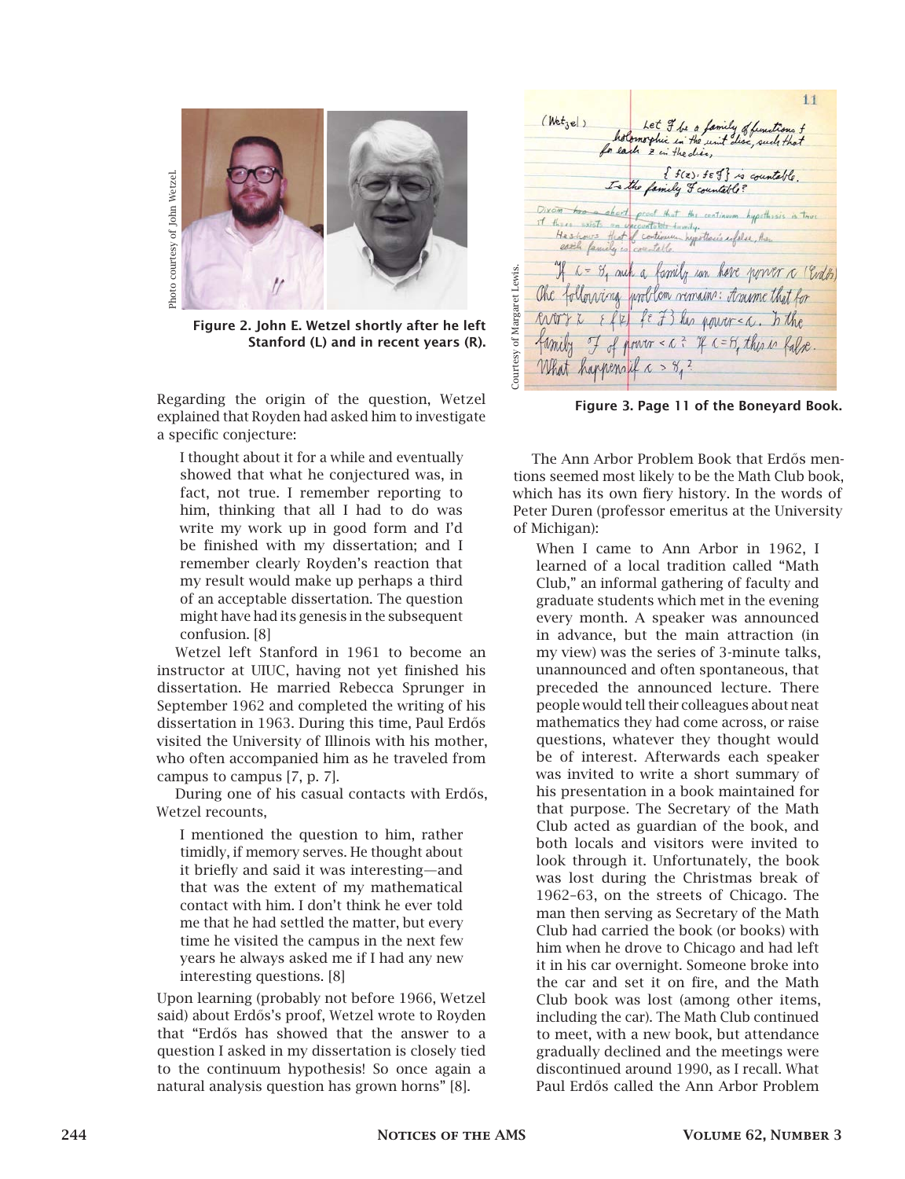Figure 2. John E. Wetzel shortly after he left Stanford (L) and in recent years (R).

Regarding the origin of the question, Wetzel explained that Royden had asked him to investigate a specific conjecture:

> I thought about it for a while and eventually showed that what he conjectured was, in fact, not true. I remember reporting to him, thinking that all I had to do was write my work up in good form and I'd be finished with my dissertation; and I remember clearly Royden's reaction that my result would make up perhaps a third of an acceptable dissertation. The question might have had its genesis in the subsequent confusion. [8]

Wetzel left Stanford in 1961 to become an instructor at UIUC, having not yet finished his dissertation. He married Rebecca Sprunger in September 1962 and completed the writing of his dissertation in 1963. During this time, Paul Erdős visited the University of Illinois with his mother, who often accompanied him as he traveled from campus to campus [7, p. 7].

During one of his casual contacts with Erdős, Wetzel recounts,

> I mentioned the question to him, rather timidly, if memory serves. He thought about it briefly and said it was interesting—and that was the extent of my mathematical contact with him. I don't think he ever told me that he had settled the matter, but every time he visited the campus in the next few years he always asked me if I had any new interesting questions. [8]

Upon learning (probably not before 1966, Wetzel said) about Erdős's proof, Wetzel wrote to Royden that "Erdős has showed that the answer to a question I asked in my dissertation is closely tied to the continuum hypothesis! So once again a natural analysis question has grown horns" [8].

Figure 3. Page 11 of the Boneyard Book.

The Ann Arbor Problem Book that Erdős mentions seemed most likely to be the Math Club book, which has its own fiery history. In the words of Peter Duren (professor emeritus at the University of Michigan):

> When I came to Ann Arbor in 1962, I learned of a local tradition called "Math Club," an informal gathering of faculty and graduate students which met in the evening every month. A speaker was announced in advance, but the main attraction (in my view) was the series of 3-minute talks, unannounced and often spontaneous, that preceded the announced lecture. There people would tell their colleagues about neat mathematics they had come across, or raise questions, whatever they thought would be of interest. Afterwards each speaker was invited to write a short summary of his presentation in a book maintained for that purpose. The Secretary of the Math Club acted as guardian of the book, and both locals and visitors were invited to look through it. Unfortunately, the book was lost during the Christmas break of 1962–63, on the streets of Chicago. The man then serving as Secretary of the Math Club had carried the book (or books) with him when he drove to Chicago and had left it in his car overnight. Someone broke into the car and set it on fire, and the Math Club book was lost (among other items, including the car). The Math Club continued to meet, with a new book, but attendance gradually declined and the meetings were discontinued around 1990, as I recall. What Paul Erdős called the Ann Arbor Problem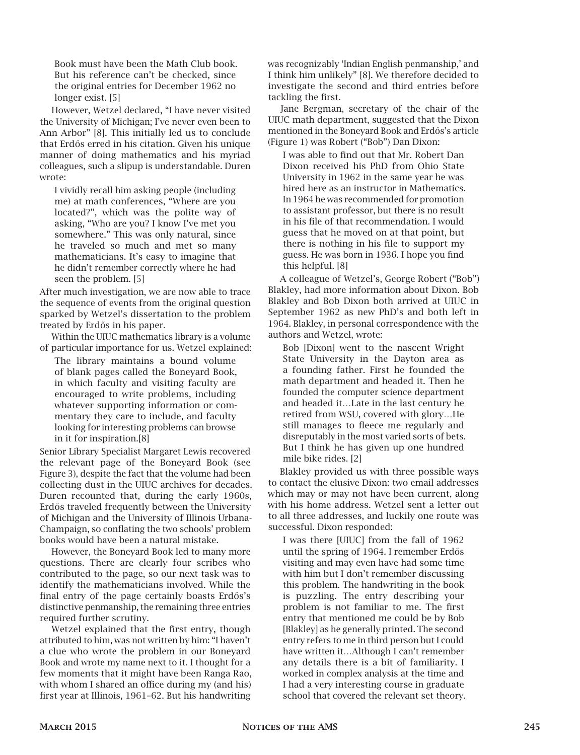> Book must have been the Math Club book. But his reference can't be checked, since the original entries for December 1962 no longer exist. [5]

However, Wetzel declared, "I have never visited the University of Michigan; I've never even been to Ann Arbor" [8]. This initially led us to conclude that Erdős erred in his citation. Given his unique manner of doing mathematics and his myriad colleagues, such a slipup is understandable. Duren wrote:

> I vividly recall him asking people (including me) at math conferences, "Where are you located?", which was the polite way of asking, "Who are you? I know I've met you somewhere." This was only natural, since he traveled so much and met so many mathematicians. It's easy to imagine that he didn't remember correctly where he had seen the problem. [5]

After much investigation, we are now able to trace the sequence of events from the original question sparked by Wetzel's dissertation to the problem treated by Erdős in his paper.

Within the UIUC mathematics library is a volume of particular importance for us. Wetzel explained:

> The library maintains a bound volume of blank pages called the Boneyard Book, in which faculty and visiting faculty are encouraged to write problems, including whatever supporting information or commentary they care to include, and faculty looking for interesting problems can browse in it for inspiration.[8]

Senior Library Specialist Margaret Lewis recovered the relevant page of the Boneyard Book (see Figure 3), despite the fact that the volume had been collecting dust in the UIUC archives for decades. Duren recounted that, during the early 1960s, Erdős traveled frequently between the University of Michigan and the University of Illinois Urbana-Champaign, so conflating the two schools' problem books would have been a natural mistake.

However, the Boneyard Book led to many more questions. There are clearly four scribes who contributed to the page, so our next task was to identify the mathematicians involved. While the final entry of the page certainly boasts Erdős's distinctive penmanship, the remaining three entries required further scrutiny.

Wetzel explained that the first entry, though attributed to him, was not written by him: "I haven't a clue who wrote the problem in our Boneyard Book and wrote my name next to it. I thought for a few moments that it might have been Ranga Rao, with whom I shared an office during my (and his) first year at Illinois, 1961–62. But his handwriting was recognizably 'Indian English penmanship,' and I think him unlikely" [8]. We therefore decided to investigate the second and third entries before tackling the first.

Jane Bergman, secretary of the chair of the UIUC math department, suggested that the Dixon mentioned in the Boneyard Book and Erdős's article (Figure 1) was Robert ("Bob") Dan Dixon:

> I was able to find out that Mr. Robert Dan Dixon received his PhD from Ohio State University in 1962 in the same year he was hired here as an instructor in Mathematics. In 1964 he was recommended for promotion to assistant professor, but there is no result in his file of that recommendation. I would guess that he moved on at that point, but there is nothing in his file to support my guess. He was born in 1936. I hope you find this helpful. [8]

A colleague of Wetzel's, George Robert ("Bob") Blakley, had more information about Dixon. Bob Blakley and Bob Dixon both arrived at UIUC in September 1962 as new PhD's and both left in 1964. Blakley, in personal correspondence with the authors and Wetzel, wrote:

> Bob [Dixon] went to the nascent Wright State University in the Dayton area as a founding father. First he founded the math department and headed it. Then he founded the computer science department and headed it…Late in the last century he retired from WSU, covered with glory…He still manages to fleece me regularly and disreputably in the most varied sorts of bets. But I think he has given up one hundred mile bike rides. [2]

Blakley provided us with three possible ways to contact the elusive Dixon: two email addresses which may or may not have been current, along with his home address. Wetzel sent a letter out to all three addresses, and luckily one route was successful. Dixon responded:

> I was there [UIUC] from the fall of 1962 until the spring of 1964. I remember Erdős visiting and may even have had some time with him but I don't remember discussing this problem. The handwriting in the book is puzzling. The entry describing your problem is not familiar to me. The first entry that mentioned me could be by Bob [Blakley] as he generally printed. The second entry refers to me in third person but I could have written it…Although I can't remember any details there is a bit of familiarity. I worked in complex analysis at the time and I had a very interesting course in graduate school that covered the relevant set theory.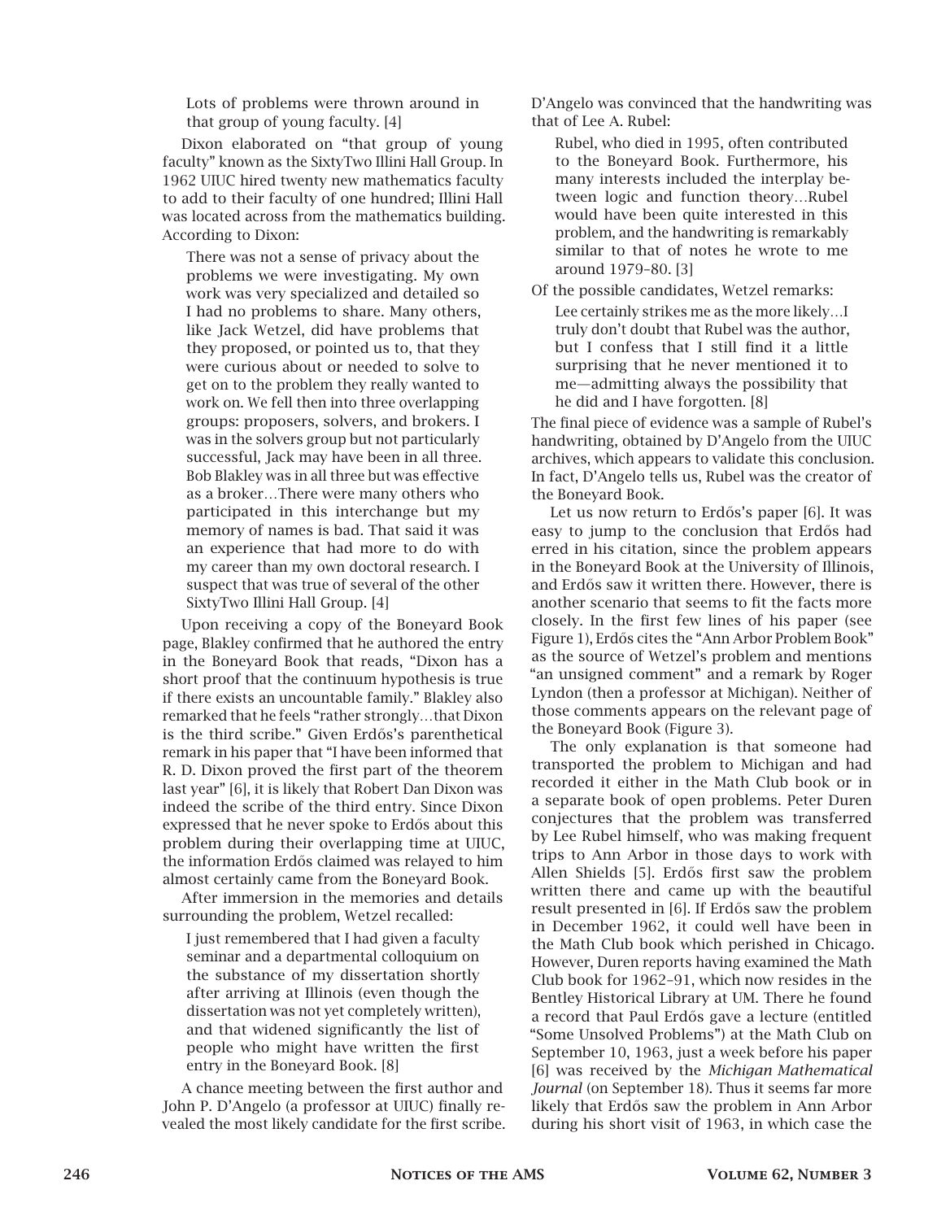> Lots of problems were thrown around in that group of young faculty. [4]

Dixon elaborated on "that group of young faculty" known as the SixtyTwo Illini Hall Group. In 1962 UIUC hired twenty new mathematics faculty to add to their faculty of one hundred; Illini Hall was located across from the mathematics building. According to Dixon:

> There was not a sense of privacy about the problems we were investigating. My own work was very specialized and detailed so I had no problems to share. Many others, like Jack Wetzel, did have problems that they proposed, or pointed us to, that they were curious about or needed to solve to get on to the problem they really wanted to work on. We fell then into three overlapping groups: proposers, solvers, and brokers. I was in the solvers group but not particularly successful, Jack may have been in all three. Bob Blakley was in all three but was effective as a broker…There were many others who participated in this interchange but my memory of names is bad. That said it was an experience that had more to do with my career than my own doctoral research. I suspect that was true of several of the other SixtyTwo Illini Hall Group. [4]

Upon receiving a copy of the Boneyard Book page, Blakley confirmed that he authored the entry in the Boneyard Book that reads, "Dixon has a short proof that the continuum hypothesis is true if there exists an uncountable family." Blakley also remarked that he feels "rather strongly…that Dixon is the third scribe." Given Erdős's parenthetical remark in his paper that "I have been informed that R. D. Dixon proved the first part of the theorem last year" [6], it is likely that Robert Dan Dixon was indeed the scribe of the third entry. Since Dixon expressed that he never spoke to Erdős about this problem during their overlapping time at UIUC, the information Erdős claimed was relayed to him almost certainly came from the Boneyard Book.

After immersion in the memories and details surrounding the problem, Wetzel recalled:

> I just remembered that I had given a faculty seminar and a departmental colloquium on the substance of my dissertation shortly after arriving at Illinois (even though the dissertation was not yet completely written), and that widened significantly the list of people who might have written the first entry in the Boneyard Book. [8]

A chance meeting between the first author and John P. D'Angelo (a professor at UIUC) finally revealed the most likely candidate for the first scribe. D'Angelo was convinced that the handwriting was that of Lee A. Rubel:

> Rubel, who died in 1995, often contributed to the Boneyard Book. Furthermore, his many interests included the interplay between logic and function theory…Rubel would have been quite interested in this problem, and the handwriting is remarkably similar to that of notes he wrote to me around 1979–80. [3]

Of the possible candidates, Wetzel remarks:

> Lee certainly strikes me as the more likely…I truly don't doubt that Rubel was the author, but I confess that I still find it a little surprising that he never mentioned it to me—admitting always the possibility that he did and I have forgotten. [8]

The final piece of evidence was a sample of Rubel's handwriting, obtained by D'Angelo from the UIUC archives, which appears to validate this conclusion. In fact, D'Angelo tells us, Rubel was the creator of the Boneyard Book.

Let us now return to Erdős's paper [6]. It was easy to jump to the conclusion that Erdős had erred in his citation, since the problem appears in the Boneyard Book at the University of Illinois, and Erdős saw it written there. However, there is another scenario that seems to fit the facts more closely. In the first few lines of his paper (see Figure 1), Erdős cites the "Ann Arbor Problem Book" as the source of Wetzel's problem and mentions "an unsigned comment" and a remark by Roger Lyndon (then a professor at Michigan). Neither of those comments appears on the relevant page of the Boneyard Book (Figure 3).

The only explanation is that someone had transported the problem to Michigan and had recorded it either in the Math Club book or in a separate book of open problems. Peter Duren conjectures that the problem was transferred by Lee Rubel himself, who was making frequent trips to Ann Arbor in those days to work with Allen Shields [5]. Erdős first saw the problem written there and came up with the beautiful result presented in [6]. If Erdős saw the problem in December 1962, it could well have been in the Math Club book which perished in Chicago. However, Duren reports having examined the Math Club book for 1962–91, which now resides in the Bentley Historical Library at UM. There he found a record that Paul Erdős gave a lecture (entitled "Some Unsolved Problems") at the Math Club on September 10, 1963, just a week before his paper [6] was received by the *Michigan Mathematical Journal* (on September 18). Thus it seems far more likely that Erdős saw the problem in Ann Arbor during his short visit of 1963, in which case the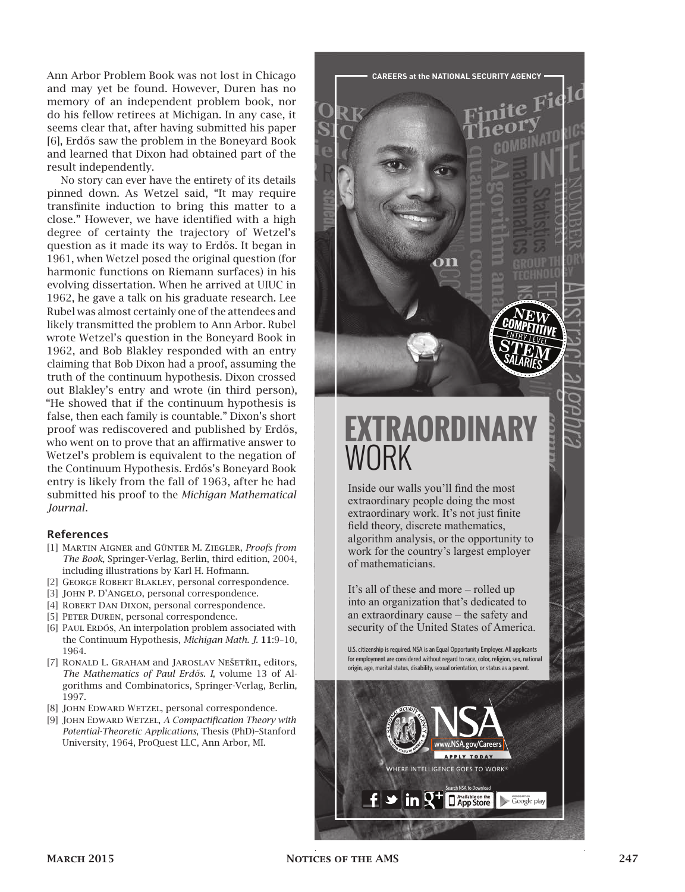Ann Arbor Problem Book was not lost in Chicago and may yet be found. However, Duren has no memory of an independent problem book, nor do his fellow retirees at Michigan. In any case, it seems clear that, after having submitted his paper [6], Erdős saw the problem in the Boneyard Book and learned that Dixon had obtained part of the result independently.

No story can ever have the entirety of its details pinned down. As Wetzel said, "It may require transfinite induction to bring this matter to a close." However, we have identified with a high degree of certainty the trajectory of Wetzel's question as it made its way to Erdős. It began in 1961, when Wetzel posed the original question (for harmonic functions on Riemann surfaces) in his evolving dissertation. When he arrived at UIUC in 1962, he gave a talk on his graduate research. Lee Rubel was almost certainly one of the attendees and likely transmitted the problem to Ann Arbor. Rubel wrote Wetzel's question in the Boneyard Book in 1962, and Bob Blakley responded with an entry claiming that Bob Dixon had a proof, assuming the truth of the continuum hypothesis. Dixon crossed out Blakley's entry and wrote (in third person), "He showed that if the continuum hypothesis is false, then each family is countable." Dixon's short proof was rediscovered and published by Erdős, who went on to prove that an affirmative answer to Wetzel's problem is equivalent to the negation of the Continuum Hypothesis. Erdős's Boneyard Book entry is likely from the fall of 1963, after he had submitted his proof to the *Michigan Mathematical Journal*.

### References

[1] Martin Aigner and Günter M. Ziegler, *Proofs from The Book*, Springer-Verlag, Berlin, third edition, 2004, including illustrations by Karl H. Hofmann.

[2] George Robert Blakley, personal correspondence.

[3] John P. D'Angelo, personal correspondence.

[4] Robert Dan Dixon, personal correspondence.

[5] Peter Duren, personal correspondence.

[6] Paul Erdős, An interpolation problem associated with the Continuum Hypothesis, *Michigan Math. J.* **11**:9–10, 1964.

[7] Ronald L. Graham and Jaroslav Nešetřil, editors, *The Mathematics of Paul Erdős. I*, volume 13 of Algorithms and Combinatorics, Springer-Verlag, Berlin, 1997.

[8] John Edward Wetzel, personal correspondence.

[9] John Edward Wetzel, *A Compactification Theory with Potential-Theoretic Applications*, Thesis (PhD)–Stanford University, 1964, ProQuest LLC, Ann Arbor, MI.

CAREERS at the NATIONAL SECURITY AGENCY

NEW COMPETITIVE ENTRY LEVEL STEM SALARIES

# EXTRAORDINARY WORK

Inside our walls you'll find the most extraordinary people doing the most extraordinary work. It's not just finite field theory, discrete mathematics, algorithm analysis, or the opportunity to work for the country's largest employer of mathematicians.

It's all of these and more – rolled up into an organization that's dedicated to an extraordinary cause – the safety and security of the United States of America.

U.S. citizenship is required. NSA is an Equal Opportunity Employer. All applicants for employment are considered without regard to race, color, religion, sex, national origin, age, marital status, disability, sexual orientation, or status as a parent.

NSA

www.NSA.gov/Careers

APPLY TODAY

WHERE INTELLIGENCE GOES TO WORK®

Search NSA to Download

Available on the App Store

Google play